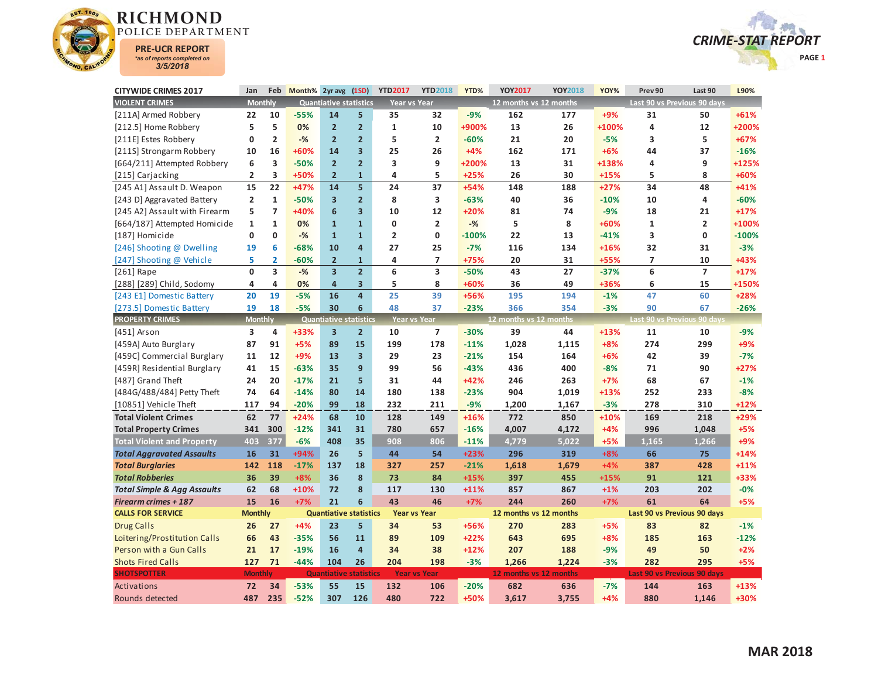# RICHMOND POLICE DEPARTMENT

**PRE-UCR REPORT**
*as of reports completed on*
**3/5/2018**

## CRIME-STAT REPORT

| CITYWIDE CRIMES 2017 | Jan | Feb | Month% | 2yr avg | (1SD) | YTD2017 | YTD2018 | YTD% | YOY2017 | YOY2018 | YOY% | Prev 90 | Last 90 | L90% |
|---|---|---|---|---|---|---|---|---|---|---|---|---|---|---|
| **VIOLENT CRIMES** | Monthly | | | Quantiative statistics | | Year vs Year | | | 12 months vs 12 months | | | Last 90 vs Previous 90 days | | |
| [211A] Armed Robbery | 22 | 10 | -55% | 14 | 5 | 35 | 32 | -9% | 162 | 177 | +9% | 31 | 50 | +61% |
| [212.5] Home Robbery | 5 | 5 | 0% | 2 | 2 | 1 | 10 | +900% | 13 | 26 | +100% | 4 | 12 | +200% |
| [211E] Estes Robbery | 0 | 2 | -% | 2 | 2 | 5 | 2 | -60% | 21 | 20 | -5% | 3 | 5 | +67% |
| [211S] Strongarm Robbery | 10 | 16 | +60% | 14 | 3 | 25 | 26 | +4% | 162 | 171 | +6% | 44 | 37 | -16% |
| [664/211] Attempted Robbery | 6 | 3 | -50% | 2 | 2 | 3 | 9 | +200% | 13 | 31 | +138% | 4 | 9 | +125% |
| [215] Carjacking | 2 | 3 | +50% | 2 | 1 | 4 | 5 | +25% | 26 | 30 | +15% | 5 | 8 | +60% |
| [245 A1] Assault D. Weapon | 15 | 22 | +47% | 14 | 5 | 24 | 37 | +54% | 148 | 188 | +27% | 34 | 48 | +41% |
| [243 D] Aggravated Battery | 2 | 1 | -50% | 3 | 2 | 8 | 3 | -63% | 40 | 36 | -10% | 10 | 4 | -60% |
| [245 A2] Assault with Firearm | 5 | 7 | +40% | 6 | 3 | 10 | 12 | +20% | 81 | 74 | -9% | 18 | 21 | +17% |
| [664/187] Attempted Homicide | 1 | 1 | 0% | 1 | 1 | 0 | 2 | -% | 5 | 8 | +60% | 1 | 2 | +100% |
| [187] Homicide | 0 | 0 | -% | 1 | 1 | 2 | 0 | -100% | 22 | 13 | -41% | 3 | 0 | -100% |
| [246] Shooting @ Dwelling | 19 | 6 | -68% | 10 | 4 | 27 | 25 | -7% | 116 | 134 | +16% | 32 | 31 | -3% |
| [247] Shooting @ Vehicle | 5 | 2 | -60% | 2 | 1 | 4 | 7 | +75% | 20 | 31 | +55% | 7 | 10 | +43% |
| [261] Rape | 0 | 3 | -% | 3 | 2 | 6 | 3 | -50% | 43 | 27 | -37% | 6 | 7 | +17% |
| [288] [289] Child, Sodomy | 4 | 4 | 0% | 4 | 3 | 5 | 8 | +60% | 36 | 49 | +36% | 6 | 15 | +150% |
| [243 E1] Domestic Battery | 20 | 19 | -5% | 16 | 4 | 25 | 39 | +56% | 195 | 194 | -1% | 47 | 60 | +28% |
| [273.5] Domestic Battery | 19 | 18 | -5% | 30 | 6 | 48 | 37 | -23% | 366 | 354 | -3% | 90 | 67 | -26% |
| **PROPERTY CRIMES** | Monthly | | | Quantiative statistics | | Year vs Year | | | 12 months vs 12 months | | | Last 90 vs Previous 90 days | | |
| [451] Arson | 3 | 4 | +33% | 3 | 2 | 10 | 7 | -30% | 39 | 44 | +13% | 11 | 10 | -9% |
| [459A] Auto Burglary | 87 | 91 | +5% | 89 | 15 | 199 | 178 | -11% | 1,028 | 1,115 | +8% | 274 | 299 | +9% |
| [459C] Commercial Burglary | 11 | 12 | +9% | 13 | 3 | 29 | 23 | -21% | 154 | 164 | +6% | 42 | 39 | -7% |
| [459R] Residential Burglary | 41 | 15 | -63% | 35 | 9 | 99 | 56 | -43% | 436 | 400 | -8% | 71 | 90 | +27% |
| [487] Grand Theft | 24 | 20 | -17% | 21 | 5 | 31 | 44 | +42% | 246 | 263 | +7% | 68 | 67 | -1% |
| [484G/488/484] Petty Theft | 74 | 64 | -14% | 80 | 14 | 180 | 138 | -23% | 904 | 1,019 | +13% | 252 | 233 | -8% |
| [10851] Vehicle Theft | 117 | 94 | -20% | 99 | 18 | 232 | 211 | -9% | 1,200 | 1,167 | -3% | 278 | 310 | +12% |
| **Total Violent Crimes** | 62 | 77 | +24% | 68 | 10 | 128 | 149 | +16% | 772 | 850 | +10% | 169 | 218 | +29% |
| **Total Property Crimes** | 341 | 300 | -12% | 341 | 31 | 780 | 657 | -16% | 4,007 | 4,172 | +4% | 996 | 1,048 | +5% |
| **Total Violent and Property** | 403 | 377 | -6% | 408 | 35 | 908 | 806 | -11% | 4,779 | 5,022 | +5% | 1,165 | 1,266 | +9% |
| ***Total Aggravated Assaults*** | 16 | 31 | +94% | 26 | 5 | 44 | 54 | +23% | 296 | 319 | +8% | 66 | 75 | +14% |
| ***Total Burglaries*** | 142 | 118 | -17% | 137 | 18 | 327 | 257 | -21% | 1,618 | 1,679 | +4% | 387 | 428 | +11% |
| ***Total Robberies*** | 36 | 39 | +8% | 36 | 8 | 73 | 84 | +15% | 397 | 455 | +15% | 91 | 121 | +33% |
| ***Total Simple & Agg Assaults*** | 62 | 68 | +10% | 72 | 8 | 117 | 130 | +11% | 857 | 867 | +1% | 203 | 202 | -0% |
| ***Firearm crimes + 187*** | 15 | 16 | +7% | 21 | 6 | 43 | 46 | +7% | 244 | 260 | +7% | 61 | 64 | +5% |
| **CALLS FOR SERVICE** | Monthly | | | Quantiative statistics | | Year vs Year | | | 12 months vs 12 months | | | Last 90 vs Previous 90 days | | |
| Drug Calls | 26 | 27 | +4% | 23 | 5 | 34 | 53 | +56% | 270 | 283 | +5% | 83 | 82 | -1% |
| Loitering/Prostitution Calls | 66 | 43 | -35% | 56 | 11 | 89 | 109 | +22% | 643 | 695 | +8% | 185 | 163 | -12% |
| Person with a Gun Calls | 21 | 17 | -19% | 16 | 4 | 34 | 38 | +12% | 207 | 188 | -9% | 49 | 50 | +2% |
| Shots Fired Calls | 127 | 71 | -44% | 104 | 26 | 204 | 198 | -3% | 1,266 | 1,224 | -3% | 282 | 295 | +5% |
| **SHOTSPOTTER** | Monthly | | | Quantiative statistics | | Year vs Year | | | 12 months vs 12 months | | | Last 90 vs Previous 90 days | | |
| Activations | 72 | 34 | -53% | 55 | 15 | 132 | 106 | -20% | 682 | 636 | -7% | 144 | 163 | +13% |
| Rounds detected | 487 | 235 | -52% | 307 | 126 | 480 | 722 | +50% | 3,617 | 3,755 | +4% | 880 | 1,146 | +30% |

**MAR 2018**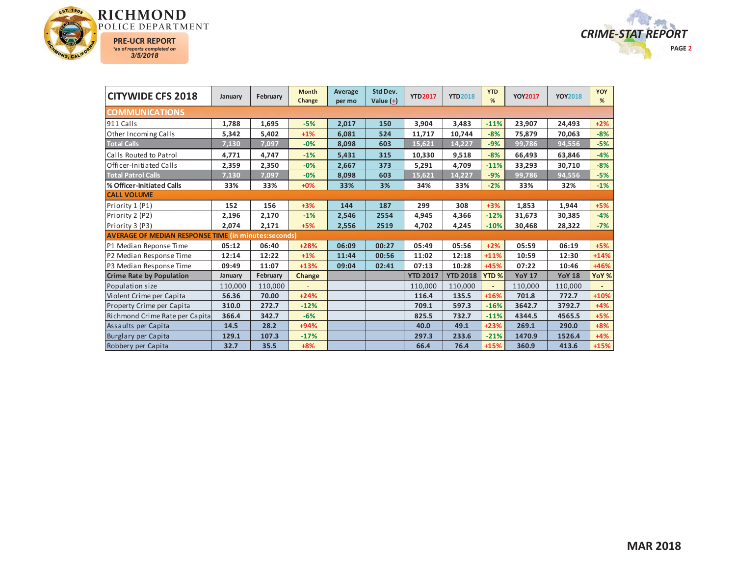# RICHMOND POLICE DEPARTMENT

**PRE-UCR REPORT**
*as of reports completed on*
*3/5/2018*

**CRIME-STAT REPORT**

| CITYWIDE CFS 2018 | January | February | Month Change | Average per mo | Std Dev. Value (+) | YTD2017 | YTD2018 | YTD % | YOY2017 | YOY2018 | YOY % |
|---|---|---|---|---|---|---|---|---|---|---|---|
| **COMMUNICATIONS** | | | | | | | | | | | |
| 911 Calls | 1,788 | 1,695 | -5% | 2,017 | 150 | 3,904 | 3,483 | -11% | 23,907 | 24,493 | +2% |
| Other Incoming Calls | 5,342 | 5,402 | +1% | 6,081 | 524 | 11,717 | 10,744 | -8% | 75,879 | 70,063 | -8% |
| **Total Calls** | 7,130 | 7,097 | -0% | 8,098 | 603 | 15,621 | 14,227 | -9% | 99,786 | 94,556 | -5% |
| Calls Routed to Patrol | 4,771 | 4,747 | -1% | 5,431 | 315 | 10,330 | 9,518 | -8% | 66,493 | 63,846 | -4% |
| Officer-Initiated Calls | 2,359 | 2,350 | -0% | 2,667 | 373 | 5,291 | 4,709 | -11% | 33,293 | 30,710 | -8% |
| **Total Patrol Calls** | 7,130 | 7,097 | -0% | 8,098 | 603 | 15,621 | 14,227 | -9% | 99,786 | 94,556 | -5% |
| **% Officer-Initiated Calls** | 33% | 33% | +0% | 33% | 3% | 34% | 33% | -2% | 33% | 32% | -1% |
| **CALL VOLUME** | | | | | | | | | | | |
| Priority 1 (P1) | 152 | 156 | +3% | 144 | 187 | 299 | 308 | +3% | 1,853 | 1,944 | +5% |
| Priority 2 (P2) | 2,196 | 2,170 | -1% | 2,546 | 2554 | 4,945 | 4,366 | -12% | 31,673 | 30,385 | -4% |
| Priority 3 (P3) | 2,074 | 2,171 | +5% | 2,556 | 2519 | 4,702 | 4,245 | -10% | 30,468 | 28,322 | -7% |
| **AVERAGE OF MEDIAN RESPONSE TIME (in minutes:seconds)** | | | | | | | | | | | |
| P1 Median Reponse Time | 05:12 | 06:40 | +28% | 06:09 | 00:27 | 05:49 | 05:56 | +2% | 05:59 | 06:19 | +5% |
| P2 Median Response Time | 12:14 | 12:22 | +1% | 11:44 | 00:56 | 11:02 | 12:18 | +11% | 10:59 | 12:30 | +14% |
| P3 Median Response Time | 09:49 | 11:07 | +13% | 09:04 | 02:41 | 07:13 | 10:28 | +45% | 07:22 | 10:46 | +46% |
| **Crime Rate by Population** | **January** | **February** | **Change** | | | **YTD 2017** | **YTD 2018** | **YTD %** | **YoY 17** | **YoY 18** | **YoY %** |
| Population size | 110,000 | 110,000 | - | | | 110,000 | 110,000 | - | 110,000 | 110,000 | - |
| Violent Crime per Capita | 56.36 | 70.00 | +24% | | | 116.4 | 135.5 | +16% | 701.8 | 772.7 | +10% |
| Property Crime per Capita | 310.0 | 272.7 | -12% | | | 709.1 | 597.3 | -16% | 3642.7 | 3792.7 | +4% |
| Richmond Crime Rate per Capita | 366.4 | 342.7 | -6% | | | 825.5 | 732.7 | -11% | 4344.5 | 4565.5 | +5% |
| Assaults per Capita | 14.5 | 28.2 | +94% | | | 40.0 | 49.1 | +23% | 269.1 | 290.0 | +8% |
| Burglary per Capita | 129.1 | 107.3 | -17% | | | 297.3 | 233.6 | -21% | 1470.9 | 1526.4 | +4% |
| Robbery per Capita | 32.7 | 35.5 | +8% | | | 66.4 | 76.4 | +15% | 360.9 | 413.6 | +15% |

**MAR 2018**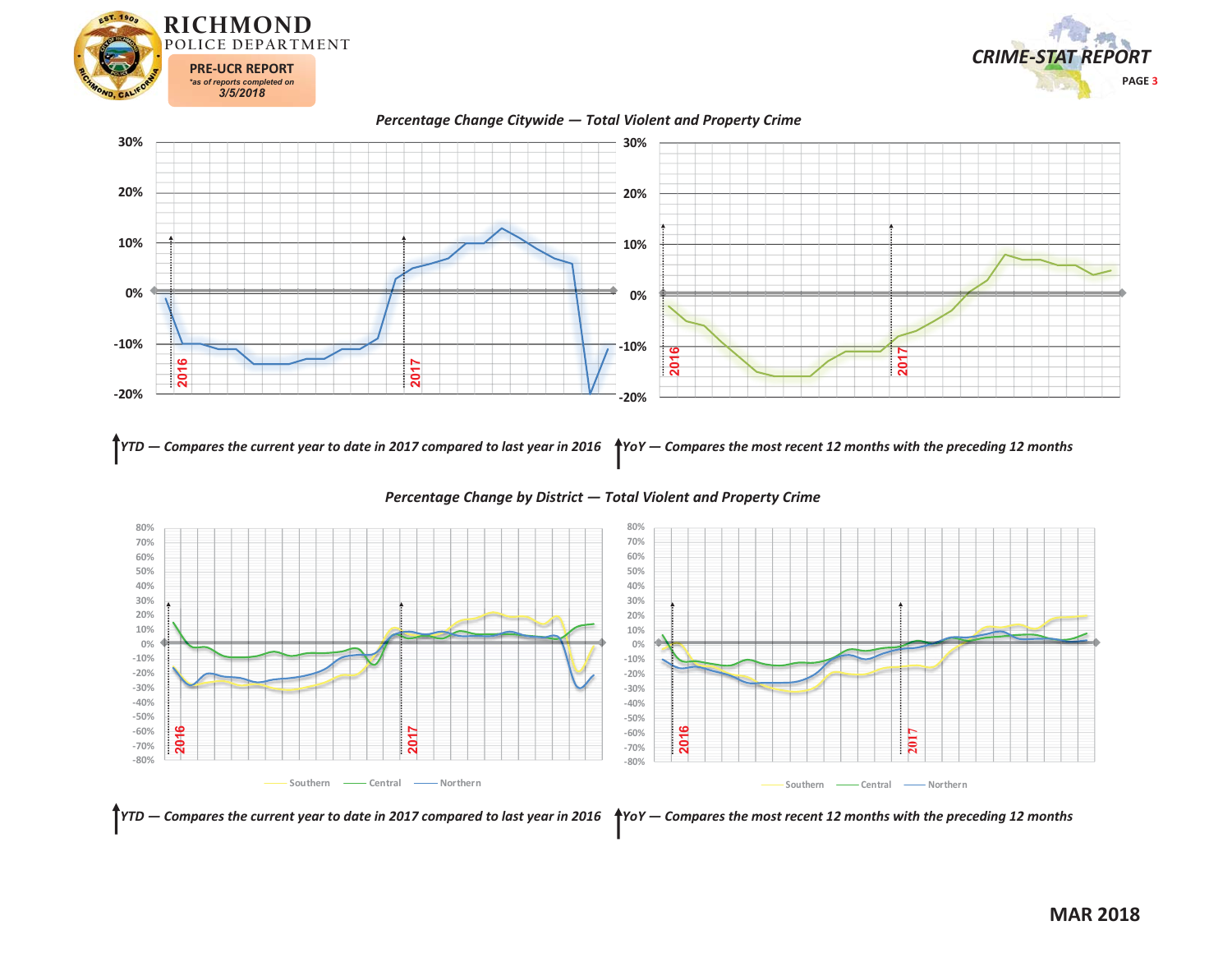# RICHMOND POLICE DEPARTMENT

**PRE-UCR REPORT**
*as of reports completed on*
*3/5/2018*

**CRIME-STAT REPORT**

## *Percentage Change Citywide — Total Violent and Property Crime*

*YTD — Compares the current year to date in 2017 compared to last year in 2016*

*YoY — Compares the most recent 12 months with the preceding 12 months*

## *Percentage Change by District — Total Violent and Property Crime*

Southern — Central — Northern

*YTD — Compares the current year to date in 2017 compared to last year in 2016*

*YoY — Compares the most recent 12 months with the preceding 12 months*

**MAR 2018**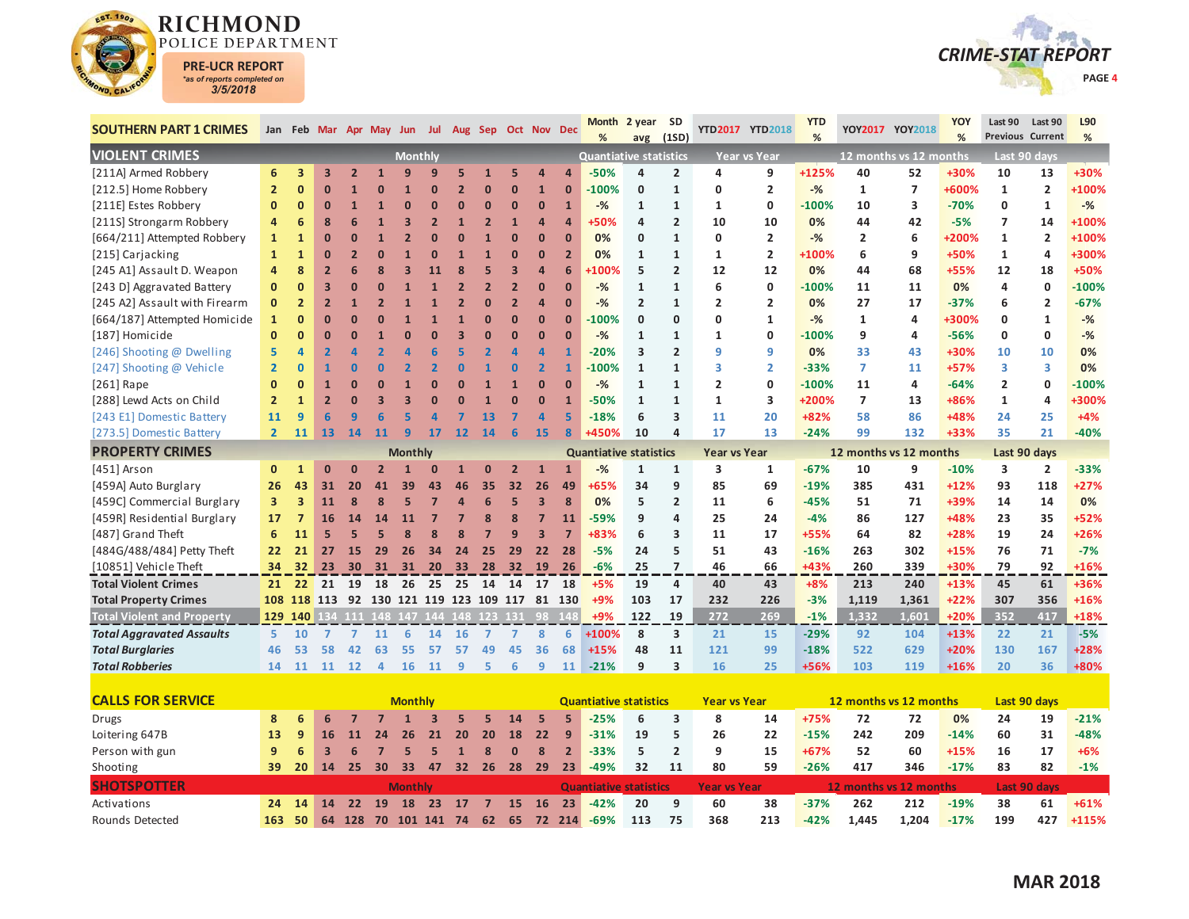# RICHMOND POLICE DEPARTMENT

**PRE-UCR REPORT**
*as of reports completed on*
**3/5/2018**

## CRIME-STAT REPORT

| SOUTHERN PART 1 CRIMES | Jan | Feb | Mar | Apr | May | Jun | Jul | Aug | Sep | Oct | Nov | Dec | Month % | 2 year avg | SD (1SD) | YTD2017 | YTD2018 | YTD % | YOY2017 | YOY2018 | YOY % | Last 90 Previous | Last 90 Current | L90 % |
|---|---|---|---|---|---|---|---|---|---|---|---|---|---|---|---|---|---|---|---|---|---|---|---|---|
| **VIOLENT CRIMES** | Monthly | | | | | | | | | | | | Quantiative statistics | | | Year vs Year | | | 12 months vs 12 months | | | Last 90 days | | |
| [211A] Armed Robbery | 6 | 3 | 3 | 2 | 1 | 9 | 9 | 5 | 1 | 5 | 4 | 4 | -50% | 4 | 2 | 4 | 9 | +125% | 40 | 52 | +30% | 10 | 13 | +30% |
| [212.5] Home Robbery | 2 | 0 | 0 | 1 | 0 | 1 | 0 | 2 | 0 | 0 | 1 | 0 | -100% | 0 | 1 | 0 | 2 | -% | 1 | 7 | +600% | 1 | 2 | +100% |
| [211E] Estes Robbery | 0 | 0 | 0 | 1 | 1 | 0 | 0 | 0 | 0 | 0 | 0 | 1 | -% | 1 | 1 | 1 | 0 | -100% | 10 | 3 | -70% | 0 | 1 | -% |
| [211S] Strongarm Robbery | 4 | 6 | 8 | 6 | 1 | 3 | 2 | 1 | 2 | 1 | 4 | 4 | +50% | 4 | 2 | 10 | 10 | 0% | 44 | 42 | -5% | 7 | 14 | +100% |
| [664/211] Attempted Robbery | 1 | 1 | 0 | 0 | 1 | 2 | 0 | 0 | 1 | 0 | 0 | 0 | 0% | 0 | 1 | 0 | 2 | -% | 2 | 6 | +200% | 1 | 2 | +100% |
| [215] Carjacking | 1 | 1 | 0 | 2 | 0 | 1 | 0 | 1 | 1 | 0 | 0 | 2 | 0% | 1 | 1 | 1 | 2 | +100% | 6 | 9 | +50% | 1 | 4 | +300% |
| [245 A1] Assault D. Weapon | 4 | 8 | 2 | 6 | 8 | 3 | 11 | 8 | 5 | 3 | 4 | 6 | +100% | 5 | 2 | 12 | 12 | 0% | 44 | 68 | +55% | 12 | 18 | +50% |
| [243 D] Aggravated Battery | 0 | 0 | 3 | 0 | 0 | 1 | 1 | 2 | 2 | 2 | 0 | 0 | -% | 1 | 1 | 6 | 0 | -100% | 11 | 11 | 0% | 4 | 0 | -100% |
| [245 A2] Assault with Firearm | 0 | 2 | 2 | 1 | 2 | 1 | 1 | 2 | 0 | 2 | 4 | 0 | -% | 2 | 1 | 2 | 2 | 0% | 27 | 17 | -37% | 6 | 2 | -67% |
| [664/187] Attempted Homicide | 1 | 0 | 0 | 0 | 0 | 1 | 1 | 1 | 0 | 0 | 0 | 0 | -100% | 0 | 0 | 0 | 1 | -% | 1 | 4 | +300% | 0 | 1 | -% |
| [187] Homicide | 0 | 0 | 0 | 0 | 1 | 0 | 0 | 3 | 0 | 0 | 0 | 0 | -% | 1 | 1 | 1 | 0 | -100% | 9 | 4 | -56% | 0 | 0 | -% |
| [246] Shooting @ Dwelling | 5 | 4 | 2 | 4 | 2 | 4 | 6 | 5 | 2 | 4 | 4 | 1 | -20% | 3 | 2 | 9 | 9 | 0% | 33 | 43 | +30% | 10 | 10 | 0% |
| [247] Shooting @ Vehicle | 2 | 0 | 1 | 0 | 0 | 2 | 2 | 0 | 1 | 0 | 2 | 1 | -100% | 1 | 1 | 3 | 2 | -33% | 7 | 11 | +57% | 3 | 3 | 0% |
| [261] Rape | 0 | 0 | 1 | 0 | 0 | 1 | 0 | 0 | 1 | 1 | 0 | 0 | -% | 1 | 1 | 2 | 0 | -100% | 11 | 4 | -64% | 2 | 0 | -100% |
| [288] Lewd Acts on Child | 2 | 1 | 2 | 0 | 3 | 3 | 0 | 0 | 1 | 0 | 0 | 1 | -50% | 1 | 1 | 1 | 3 | +200% | 7 | 13 | +86% | 1 | 4 | +300% |
| [243 E1] Domestic Battery | 11 | 9 | 6 | 9 | 6 | 5 | 4 | 7 | 13 | 7 | 4 | 5 | -18% | 6 | 3 | 11 | 20 | +82% | 58 | 86 | +48% | 24 | 25 | +4% |
| [273.5] Domestic Battery | 2 | 11 | 13 | 14 | 11 | 9 | 17 | 12 | 14 | 6 | 15 | 8 | +450% | 10 | 4 | 17 | 13 | -24% | 99 | 132 | +33% | 35 | 21 | -40% |
| **PROPERTY CRIMES** | Monthly | | | | | | | | | | | | Quantiative statistics | | | Year vs Year | | | 12 months vs 12 months | | | Last 90 days | | |
| [451] Arson | 0 | 1 | 0 | 0 | 2 | 1 | 0 | 1 | 0 | 2 | 1 | 1 | -% | 1 | 1 | 3 | 1 | -67% | 10 | 9 | -10% | 3 | 2 | -33% |
| [459A] Auto Burglary | 26 | 43 | 31 | 20 | 41 | 39 | 43 | 46 | 35 | 32 | 26 | 49 | +65% | 34 | 9 | 85 | 69 | -19% | 385 | 431 | +12% | 93 | 118 | +27% |
| [459C] Commercial Burglary | 3 | 3 | 11 | 8 | 8 | 5 | 7 | 4 | 6 | 5 | 3 | 8 | 0% | 5 | 2 | 11 | 6 | -45% | 51 | 71 | +39% | 14 | 14 | 0% |
| [459R] Residential Burglary | 17 | 7 | 16 | 14 | 14 | 11 | 7 | 7 | 8 | 8 | 7 | 11 | -59% | 9 | 4 | 25 | 24 | -4% | 86 | 127 | +48% | 23 | 35 | +52% |
| [487] Grand Theft | 6 | 11 | 5 | 5 | 5 | 8 | 8 | 8 | 7 | 9 | 3 | 7 | +83% | 6 | 3 | 11 | 17 | +55% | 64 | 82 | +28% | 19 | 24 | +26% |
| [484G/488/484] Petty Theft | 22 | 21 | 27 | 15 | 29 | 26 | 34 | 24 | 25 | 29 | 22 | 28 | -5% | 24 | 5 | 51 | 43 | -16% | 263 | 302 | +15% | 76 | 71 | -7% |
| [10851] Vehicle Theft | 34 | 32 | 23 | 30 | 31 | 31 | 20 | 33 | 28 | 32 | 19 | 26 | -6% | 25 | 7 | 46 | 66 | +43% | 260 | 339 | +30% | 79 | 92 | +16% |
| **Total Violent Crimes** | 21 | 22 | 21 | 19 | 18 | 26 | 25 | 25 | 14 | 14 | 17 | 18 | +5% | 19 | 4 | 40 | 43 | +8% | 213 | 240 | +13% | 45 | 61 | +36% |
| **Total Property Crimes** | 108 | 118 | 113 | 92 | 130 | 121 | 119 | 123 | 109 | 117 | 81 | 130 | +9% | 103 | 17 | 232 | 226 | -3% | 1,119 | 1,361 | +22% | 307 | 356 | +16% |
| **Total Violent and Property** | 129 | 140 | 134 | 111 | 148 | 147 | 144 | 148 | 123 | 131 | 98 | 148 | +9% | 122 | 19 | 272 | 269 | -1% | 1,332 | 1,601 | +20% | 352 | 417 | +18% |
| ***Total Aggravated Assaults*** | 5 | 10 | 7 | 7 | 11 | 6 | 14 | 16 | 7 | 7 | 8 | 6 | +100% | 8 | 3 | 21 | 15 | -29% | 92 | 104 | +13% | 22 | 21 | -5% |
| ***Total Burglaries*** | 46 | 53 | 58 | 42 | 63 | 55 | 57 | 57 | 49 | 45 | 36 | 68 | +15% | 48 | 11 | 121 | 99 | -18% | 522 | 629 | +20% | 130 | 167 | +28% |
| ***Total Robberies*** | 14 | 11 | 11 | 12 | 4 | 16 | 11 | 9 | 5 | 6 | 9 | 11 | -21% | 9 | 3 | 16 | 25 | +56% | 103 | 119 | +16% | 20 | 36 | +80% |
| **CALLS FOR SERVICE** | Monthly | | | | | | | | | | | | Quantiative statistics | | | Year vs Year | | | 12 months vs 12 months | | | Last 90 days | | |
| Drugs | 8 | 6 | 6 | 7 | 7 | 1 | 3 | 5 | 5 | 14 | 5 | 5 | -25% | 6 | 3 | 8 | 14 | +75% | 72 | 72 | 0% | 24 | 19 | -21% |
| Loitering 647B | 13 | 9 | 16 | 11 | 24 | 26 | 21 | 20 | 20 | 18 | 22 | 9 | -31% | 19 | 5 | 26 | 22 | -15% | 242 | 209 | -14% | 60 | 31 | -48% |
| Person with gun | 9 | 6 | 3 | 6 | 7 | 5 | 5 | 1 | 8 | 0 | 8 | 2 | -33% | 5 | 2 | 9 | 15 | +67% | 52 | 60 | +15% | 16 | 17 | +6% |
| Shooting | 39 | 20 | 14 | 25 | 30 | 33 | 47 | 32 | 26 | 28 | 29 | 23 | -49% | 32 | 11 | 80 | 59 | -26% | 417 | 346 | -17% | 83 | 82 | -1% |
| **SHOTSPOTTER** | Monthly | | | | | | | | | | | | Quantiative statistics | | | Year vs Year | | | 12 months vs 12 months | | | Last 90 days | | |
| Activations | 24 | 14 | 14 | 22 | 19 | 18 | 23 | 17 | 7 | 15 | 16 | 23 | -42% | 20 | 9 | 60 | 38 | -37% | 262 | 212 | -19% | 38 | 61 | +61% |
| Rounds Detected | 163 | 50 | 64 | 128 | 70 | 101 | 141 | 74 | 62 | 65 | 72 | 214 | -69% | 113 | 75 | 368 | 213 | -42% | 1,445 | 1,204 | -17% | 199 | 427 | +115% |

**MAR 2018**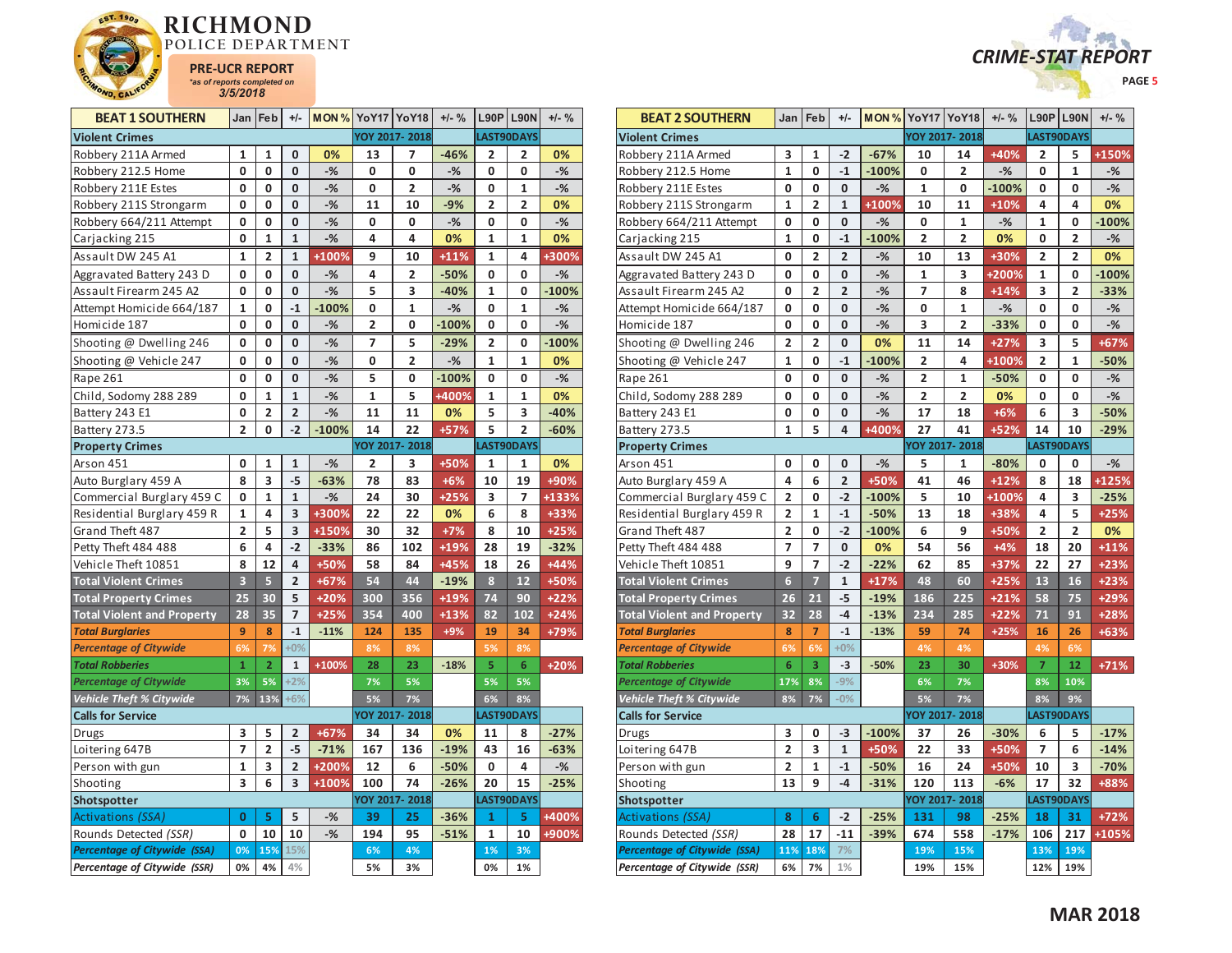# RICHMOND POLICE DEPARTMENT

**PRE-UCR REPORT**
*as of reports completed on
3/5/2018

**CRIME-STAT REPORT**

| BEAT 1 SOUTHERN | Jan | Feb | +/- | MON % | YoY17 | YoY18 | +/- % | L90P | L90N | +/- % |
|---|---|---|---|---|---|---|---|---|---|---|
| **Violent Crimes** | | | | | YOY 2017- 2018 | | | LAST90DAYS | | |
| Robbery 211A Armed | 1 | 1 | 0 | 0% | 13 | 7 | -46% | 2 | 2 | 0% |
| Robbery 212.5 Home | 0 | 0 | 0 | -% | 0 | 0 | -% | 0 | 0 | -% |
| Robbery 211E Estes | 0 | 0 | 0 | -% | 0 | 2 | -% | 0 | 1 | -% |
| Robbery 211S Strongarm | 0 | 0 | 0 | -% | 11 | 10 | -9% | 2 | 2 | 0% |
| Robbery 664/211 Attempt | 0 | 0 | 0 | -% | 0 | 0 | -% | 0 | 0 | -% |
| Carjacking 215 | 0 | 1 | 1 | -% | 4 | 4 | 0% | 1 | 1 | 0% |
| Assault DW 245 A1 | 1 | 2 | 1 | +100% | 9 | 10 | +11% | 1 | 4 | +300% |
| Aggravated Battery 243 D | 0 | 0 | 0 | -% | 4 | 2 | -50% | 0 | 0 | -% |
| Assault Firearm 245 A2 | 0 | 0 | 0 | -% | 5 | 3 | -40% | 1 | 0 | -100% |
| Attempt Homicide 664/187 | 1 | 0 | -1 | -100% | 0 | 1 | -% | 0 | 1 | -% |
| Homicide 187 | 0 | 0 | 0 | -% | 2 | 0 | -100% | 0 | 0 | -% |
| Shooting @ Dwelling 246 | 0 | 0 | 0 | -% | 7 | 5 | -29% | 2 | 0 | -100% |
| Shooting @ Vehicle 247 | 0 | 0 | 0 | -% | 0 | 2 | -% | 1 | 1 | 0% |
| Rape 261 | 0 | 0 | 0 | -% | 5 | 0 | -100% | 0 | 0 | -% |
| Child, Sodomy 288 289 | 0 | 1 | 1 | -% | 1 | 5 | +400% | 1 | 1 | 0% |
| Battery 243 E1 | 0 | 2 | 2 | -% | 11 | 11 | 0% | 5 | 3 | -40% |
| Battery 273.5 | 2 | 0 | -2 | -100% | 14 | 22 | +57% | 5 | 2 | -60% |
| **Property Crimes** | | | | | YOY 2017- 2018 | | | LAST90DAYS | | |
| Arson 451 | 0 | 1 | 1 | -% | 2 | 3 | +50% | 1 | 1 | 0% |
| Auto Burglary 459 A | 8 | 3 | -5 | -63% | 78 | 83 | +6% | 10 | 19 | +90% |
| Commercial Burglary 459 C | 0 | 1 | 1 | -% | 24 | 30 | +25% | 3 | 7 | +133% |
| Residential Burglary 459 R | 1 | 4 | 3 | +300% | 22 | 22 | 0% | 6 | 8 | +33% |
| Grand Theft 487 | 2 | 5 | 3 | +150% | 30 | 32 | +7% | 8 | 10 | +25% |
| Petty Theft 484 488 | 6 | 4 | -2 | -33% | 86 | 102 | +19% | 28 | 19 | -32% |
| Vehicle Theft 10851 | 8 | 12 | 4 | +50% | 58 | 84 | +45% | 18 | 26 | +44% |
| **Total Violent Crimes** | 3 | 5 | 2 | +67% | 54 | 44 | -19% | 8 | 12 | +50% |
| **Total Property Crimes** | 25 | 30 | 5 | +20% | 300 | 356 | +19% | 74 | 90 | +22% |
| **Total Violent and Property** | 28 | 35 | 7 | +25% | 354 | 400 | +13% | 82 | 102 | +24% |
| ***Total Burglaries*** | 9 | 8 | -1 | -11% | 124 | 135 | +9% | 19 | 34 | +79% |
| ***Percentage of Citywide*** | 6% | 7% | +0% | | 8% | 8% | | 5% | 8% | |
| ***Total Robberies*** | 1 | 2 | 1 | +100% | 28 | 23 | -18% | 5 | 6 | +20% |
| ***Percentage of Citywide*** | 3% | 5% | +2% | | 7% | 5% | | 5% | 5% | |
| ***Vehicle Theft % Citywide*** | 7% | 13% | +6% | | 5% | 7% | | 6% | 8% | |
| **Calls for Service** | | | | | YOY 2017- 2018 | | | LAST90DAYS | | |
| Drugs | 3 | 5 | 2 | +67% | 34 | 34 | 0% | 11 | 8 | -27% |
| Loitering 647B | 7 | 2 | -5 | -71% | 167 | 136 | -19% | 43 | 16 | -63% |
| Person with gun | 1 | 3 | 2 | +200% | 12 | 6 | -50% | 0 | 4 | -% |
| Shooting | 3 | 6 | 3 | +100% | 100 | 74 | -26% | 20 | 15 | -25% |
| **Shotspotter** | | | | | YOY 2017- 2018 | | | LAST90DAYS | | |
| *Activations (SSA)* | 0 | 5 | 5 | -% | 39 | 25 | -36% | 1 | 5 | +400% |
| Rounds Detected *(SSR)* | 0 | 10 | 10 | -% | 194 | 95 | -51% | 1 | 10 | +900% |
| ***Percentage of Citywide (SSA)*** | 0% | 15% | 15% | | 6% | 4% | | 1% | 3% | |
| ***Percentage of Citywide (SSR)*** | 0% | 4% | 4% | | 5% | 3% | | 0% | 1% | |

| BEAT 2 SOUTHERN | Jan | Feb | +/- | MON % | YoY17 | YoY18 | +/- % | L90P | L90N | +/- % |
|---|---|---|---|---|---|---|---|---|---|---|
| **Violent Crimes** | | | | | YOY 2017- 2018 | | | LAST90DAYS | | |
| Robbery 211A Armed | 3 | 1 | -2 | -67% | 10 | 14 | +40% | 2 | 5 | +150% |
| Robbery 212.5 Home | 1 | 0 | -1 | -100% | 0 | 2 | -% | 0 | 1 | -% |
| Robbery 211E Estes | 0 | 0 | 0 | -% | 1 | 0 | -100% | 0 | 0 | -% |
| Robbery 211S Strongarm | 1 | 2 | 1 | +100% | 10 | 11 | +10% | 4 | 4 | 0% |
| Robbery 664/211 Attempt | 0 | 0 | 0 | -% | 0 | 1 | -% | 1 | 0 | -100% |
| Carjacking 215 | 1 | 0 | -1 | -100% | 2 | 2 | 0% | 0 | 2 | -% |
| Assault DW 245 A1 | 0 | 2 | 2 | -% | 10 | 13 | +30% | 2 | 2 | 0% |
| Aggravated Battery 243 D | 0 | 0 | 0 | -% | 1 | 3 | +200% | 1 | 0 | -100% |
| Assault Firearm 245 A2 | 0 | 2 | 2 | -% | 7 | 8 | +14% | 3 | 2 | -33% |
| Attempt Homicide 664/187 | 0 | 0 | 0 | -% | 0 | 1 | -% | 0 | 0 | -% |
| Homicide 187 | 0 | 0 | 0 | -% | 3 | 2 | -33% | 0 | 0 | -% |
| Shooting @ Dwelling 246 | 2 | 2 | 0 | 0% | 11 | 14 | +27% | 3 | 5 | +67% |
| Shooting @ Vehicle 247 | 1 | 0 | -1 | -100% | 2 | 4 | +100% | 2 | 1 | -50% |
| Rape 261 | 0 | 0 | 0 | -% | 2 | 1 | -50% | 0 | 0 | -% |
| Child, Sodomy 288 289 | 0 | 0 | 0 | -% | 2 | 2 | 0% | 0 | 0 | -% |
| Battery 243 E1 | 0 | 0 | 0 | -% | 17 | 18 | +6% | 6 | 3 | -50% |
| Battery 273.5 | 1 | 5 | 4 | +400% | 27 | 41 | +52% | 14 | 10 | -29% |
| **Property Crimes** | | | | | YOY 2017- 2018 | | | LAST90DAYS | | |
| Arson 451 | 0 | 0 | 0 | -% | 5 | 1 | -80% | 0 | 0 | -% |
| Auto Burglary 459 A | 4 | 6 | 2 | +50% | 41 | 46 | +12% | 8 | 18 | +125% |
| Commercial Burglary 459 C | 2 | 0 | -2 | -100% | 5 | 10 | +100% | 4 | 3 | -25% |
| Residential Burglary 459 R | 2 | 1 | -1 | -50% | 13 | 18 | +38% | 4 | 5 | +25% |
| Grand Theft 487 | 2 | 0 | -2 | -100% | 6 | 9 | +50% | 2 | 2 | 0% |
| Petty Theft 484 488 | 7 | 7 | 0 | 0% | 54 | 56 | +4% | 18 | 20 | +11% |
| Vehicle Theft 10851 | 9 | 7 | -2 | -22% | 62 | 85 | +37% | 22 | 27 | +23% |
| **Total Violent Crimes** | 6 | 7 | 1 | +17% | 48 | 60 | +25% | 13 | 16 | +23% |
| **Total Property Crimes** | 26 | 21 | -5 | -19% | 186 | 225 | +21% | 58 | 75 | +29% |
| **Total Violent and Property** | 32 | 28 | -4 | -13% | 234 | 285 | +22% | 71 | 91 | +28% |
| ***Total Burglaries*** | 8 | 7 | -1 | -13% | 59 | 74 | +25% | 16 | 26 | +63% |
| ***Percentage of Citywide*** | 6% | 6% | +0% | | 4% | 4% | | 4% | 6% | |
| ***Total Robberies*** | 6 | 3 | -3 | -50% | 23 | 30 | +30% | 7 | 12 | +71% |
| ***Percentage of Citywide*** | 17% | 8% | -9% | | 6% | 7% | | 8% | 10% | |
| ***Vehicle Theft % Citywide*** | 8% | 7% | -0% | | 5% | 7% | | 8% | 9% | |
| **Calls for Service** | | | | | YOY 2017- 2018 | | | LAST90DAYS | | |
| Drugs | 3 | 0 | -3 | -100% | 37 | 26 | -30% | 6 | 5 | -17% |
| Loitering 647B | 2 | 3 | 1 | +50% | 22 | 33 | +50% | 7 | 6 | -14% |
| Person with gun | 2 | 1 | -1 | -50% | 16 | 24 | +50% | 10 | 3 | -70% |
| Shooting | 13 | 9 | -4 | -31% | 120 | 113 | -6% | 17 | 32 | +88% |
| **Shotspotter** | | | | | YOY 2017- 2018 | | | LAST90DAYS | | |
| *Activations (SSA)* | 8 | 6 | -2 | -25% | 131 | 98 | -25% | 18 | 31 | +72% |
| Rounds Detected *(SSR)* | 28 | 17 | -11 | -39% | 674 | 558 | -17% | 106 | 217 | +105% |
| ***Percentage of Citywide (SSA)*** | 11% | 18% | 7% | | 19% | 15% | | 13% | 19% | |
| ***Percentage of Citywide (SSR)*** | 6% | 7% | 1% | | 19% | 15% | | 12% | 19% | |

**MAR 2018**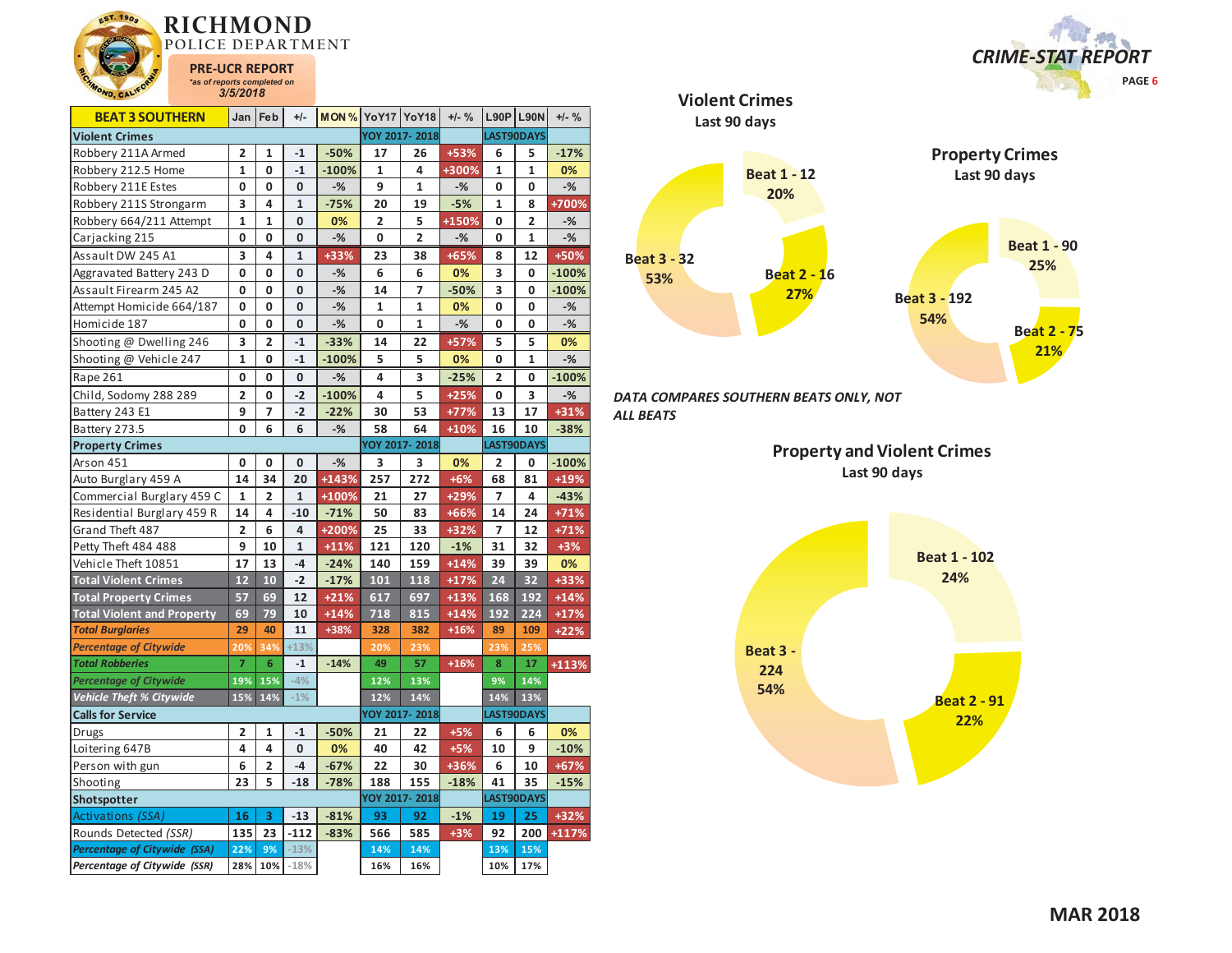# RICHMOND POLICE DEPARTMENT

**PRE-UCR REPORT**
*as of reports completed on 3/5/2018*

**CRIME-STAT REPORT**

| BEAT 3 SOUTHERN | Jan | Feb | +/- | MON % | YoY17 | YoY18 | +/- % | L90P | L90N | +/- % |
|---|---|---|---|---|---|---|---|---|---|---|
| **Violent Crimes** | | | | | YOY 2017- 2018 | | | LAST90DAYS | | |
| Robbery 211A Armed | 2 | 1 | -1 | -50% | 17 | 26 | +53% | 6 | 5 | -17% |
| Robbery 212.5 Home | 1 | 0 | -1 | -100% | 1 | 4 | +300% | 1 | 1 | 0% |
| Robbery 211E Estes | 0 | 0 | 0 | -% | 9 | 1 | -% | 0 | 0 | -% |
| Robbery 211S Strongarm | 3 | 4 | 1 | -75% | 20 | 19 | -5% | 1 | 8 | +700% |
| Robbery 664/211 Attempt | 1 | 1 | 0 | 0% | 2 | 5 | +150% | 0 | 2 | -% |
| Carjacking 215 | 0 | 0 | 0 | -% | 0 | 2 | -% | 0 | 1 | -% |
| Assault DW 245 A1 | 3 | 4 | 1 | +33% | 23 | 38 | +65% | 8 | 12 | +50% |
| Aggravated Battery 243 D | 0 | 0 | 0 | -% | 6 | 6 | 0% | 3 | 0 | -100% |
| Assault Firearm 245 A2 | 0 | 0 | 0 | -% | 14 | 7 | -50% | 3 | 0 | -100% |
| Attempt Homicide 664/187 | 0 | 0 | 0 | -% | 1 | 1 | 0% | 0 | 0 | -% |
| Homicide 187 | 0 | 0 | 0 | -% | 0 | 1 | -% | 0 | 0 | -% |
| Shooting @ Dwelling 246 | 3 | 2 | -1 | -33% | 14 | 22 | +57% | 5 | 5 | 0% |
| Shooting @ Vehicle 247 | 1 | 0 | -1 | -100% | 5 | 5 | 0% | 0 | 1 | -% |
| Rape 261 | 0 | 0 | 0 | -% | 4 | 3 | -25% | 2 | 0 | -100% |
| Child, Sodomy 288 289 | 2 | 0 | -2 | -100% | 4 | 5 | +25% | 0 | 3 | -% |
| Battery 243 E1 | 9 | 7 | -2 | -22% | 30 | 53 | +77% | 13 | 17 | +31% |
| Battery 273.5 | 0 | 6 | 6 | -% | 58 | 64 | +10% | 16 | 10 | -38% |
| **Property Crimes** | | | | | YOY 2017- 2018 | | | LAST90DAYS | | |
| Arson 451 | 0 | 0 | 0 | -% | 3 | 3 | 0% | 2 | 0 | -100% |
| Auto Burglary 459 A | 14 | 34 | 20 | +143% | 257 | 272 | +6% | 68 | 81 | +19% |
| Commercial Burglary 459 C | 1 | 2 | 1 | +100% | 21 | 27 | +29% | 7 | 4 | -43% |
| Residential Burglary 459 R | 14 | 4 | -10 | -71% | 50 | 83 | +66% | 14 | 24 | +71% |
| Grand Theft 487 | 2 | 6 | 4 | +200% | 25 | 33 | +32% | 7 | 12 | +71% |
| Petty Theft 484 488 | 9 | 10 | 1 | +11% | 121 | 120 | -1% | 31 | 32 | +3% |
| Vehicle Theft 10851 | 17 | 13 | -4 | -24% | 140 | 159 | +14% | 39 | 39 | 0% |
| **Total Violent Crimes** | 12 | 10 | -2 | -17% | 101 | 118 | +17% | 24 | 32 | +33% |
| **Total Property Crimes** | 57 | 69 | 12 | +21% | 617 | 697 | +13% | 168 | 192 | +14% |
| **Total Violent and Property** | 69 | 79 | 10 | +14% | 718 | 815 | +14% | 192 | 224 | +17% |
| ***Total Burglaries*** | 29 | 40 | 11 | +38% | 328 | 382 | +16% | 89 | 109 | +22% |
| ***Percentage of Citywide*** | 20% | 34% | +13% | | 20% | 23% | | 23% | 25% | |
| ***Total Robberies*** | 7 | 6 | -1 | -14% | 49 | 57 | +16% | 8 | 17 | +113% |
| ***Percentage of Citywide*** | 19% | 15% | -4% | | 12% | 13% | | 9% | 14% | |
| ***Vehicle Theft % Citywide*** | 15% | 14% | -1% | | 12% | 14% | | 14% | 13% | |
| **Calls for Service** | | | | | YOY 2017- 2018 | | | LAST90DAYS | | |
| Drugs | 2 | 1 | -1 | -50% | 21 | 22 | +5% | 6 | 6 | 0% |
| Loitering 647B | 4 | 4 | 0 | 0% | 40 | 42 | +5% | 10 | 9 | -10% |
| Person with gun | 6 | 2 | -4 | -67% | 22 | 30 | +36% | 6 | 10 | +67% |
| Shooting | 23 | 5 | -18 | -78% | 188 | 155 | -18% | 41 | 35 | -15% |
| **Shotspotter** | | | | | YOY 2017- 2018 | | | LAST90DAYS | | |
| *Activations (SSA)* | 16 | 3 | -13 | -81% | 93 | 92 | -1% | 19 | 25 | +32% |
| *Rounds Detected (SSR)* | 135 | 23 | -112 | -83% | 566 | 585 | +3% | 92 | 200 | +117% |
| ***Percentage of Citywide (SSA)*** | 22% | 9% | -13% | | 14% | 14% | | 13% | 15% | |
| ***Percentage of Citywide (SSR)*** | 28% | 10% | -18% | | 16% | 16% | | 10% | 17% | |

## Violent Crimes
Last 90 days

- Beat 1 - 12 (20%)
- Beat 2 - 16 (27%)
- Beat 3 - 32 (53%)

## Property Crimes
Last 90 days

- Beat 1 - 90 (25%)
- Beat 2 - 75 (21%)
- Beat 3 - 192 (54%)

*DATA COMPARES SOUTHERN BEATS ONLY, NOT ALL BEATS*

## Property and Violent Crimes
Last 90 days

- Beat 1 - 102 (24%)
- Beat 2 - 91 (22%)
- Beat 3 - 224 (54%)

**MAR 2018**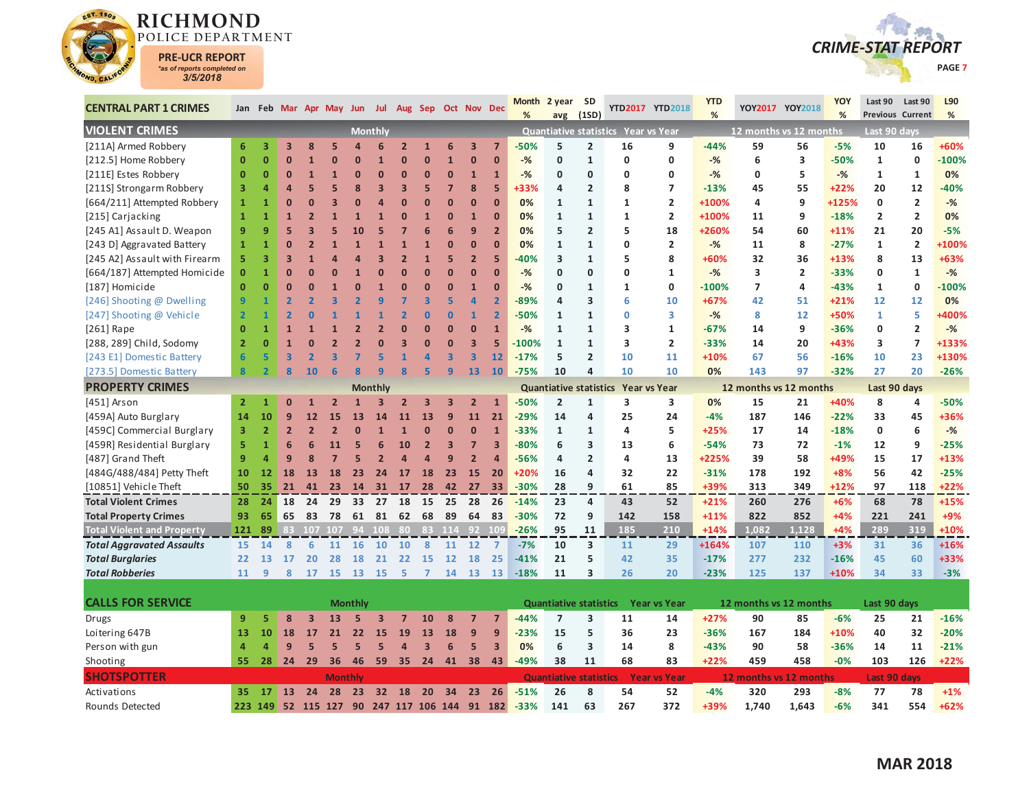# RICHMOND POLICE DEPARTMENT

**PRE-UCR REPORT**
*as of reports completed on
3/5/2018

**CRIME-STAT REPORT**

| CENTRAL PART 1 CRIMES | Jan | Feb | Mar | Apr | May | Jun | Jul | Aug | Sep | Oct | Nov | Dec | Month % | 2 year avg | SD (1SD) | YTD2017 | YTD2018 | YTD % | YOY2017 | YOY2018 | YOY % | Last 90 Previous | Last 90 Current | L90 % |
|---|---|---|---|---|---|---|---|---|---|---|---|---|---|---|---|---|---|---|---|---|---|---|---|---|
| **VIOLENT CRIMES** | | | | | | Monthly | | | | | | | Quantiative statistics | | | Year vs Year | | | 12 months vs 12 months | | | Last 90 days | | |
| [211A] Armed Robbery | 6 | 3 | 3 | 8 | 5 | 4 | 6 | 2 | 1 | 6 | 3 | 7 | -50% | 5 | 2 | 16 | 9 | -44% | 59 | 56 | -5% | 10 | 16 | +60% |
| [212.5] Home Robbery | 0 | 0 | 0 | 1 | 0 | 0 | 1 | 0 | 0 | 1 | 0 | 0 | -% | 0 | 1 | 0 | 0 | -% | 6 | 3 | -50% | 1 | 0 | -100% |
| [211E] Estes Robbery | 0 | 0 | 0 | 1 | 1 | 0 | 0 | 0 | 0 | 0 | 0 | 0 | -% | 0 | 0 | 0 | 0 | -% | 0 | 5 | -% | 1 | 1 | 0% |
| [211S] Strongarm Robbery | 3 | 4 | 4 | 5 | 5 | 8 | 3 | 3 | 5 | 7 | 8 | 5 | +33% | 4 | 2 | 8 | 7 | -13% | 45 | 55 | +22% | 20 | 12 | -40% |
| [664/211] Attempted Robbery | 1 | 1 | 0 | 0 | 3 | 0 | 4 | 0 | 0 | 0 | 0 | 0 | 0% | 1 | 1 | 1 | 2 | +100% | 4 | 9 | +125% | 0 | 2 | -% |
| [215] Carjacking | 1 | 1 | 1 | 2 | 1 | 1 | 1 | 0 | 1 | 0 | 1 | 0 | 0% | 1 | 1 | 1 | 2 | +100% | 11 | 9 | -18% | 2 | 2 | 0% |
| [245 A1] Assault D. Weapon | 9 | 9 | 5 | 3 | 5 | 10 | 5 | 7 | 6 | 6 | 9 | 2 | 0% | 5 | 2 | 5 | 18 | +260% | 54 | 60 | +11% | 21 | 20 | -5% |
| [243 D] Aggravated Battery | 1 | 1 | 0 | 2 | 1 | 1 | 1 | 1 | 1 | 0 | 0 | 0 | 0% | 1 | 1 | 0 | 2 | -% | 11 | 8 | -27% | 1 | 2 | +100% |
| [245 A2] Assault with Firearm | 5 | 3 | 3 | 1 | 4 | 4 | 3 | 2 | 1 | 5 | 2 | 5 | -40% | 3 | 1 | 5 | 8 | +60% | 32 | 36 | +13% | 8 | 13 | +63% |
| [664/187] Attempted Homicide | 0 | 1 | 0 | 0 | 0 | 1 | 0 | 0 | 0 | 0 | 0 | 0 | -% | 0 | 0 | 0 | 1 | -% | 3 | 2 | -33% | 0 | 1 | -% |
| [187] Homicide | 0 | 0 | 0 | 0 | 1 | 0 | 1 | 0 | 0 | 0 | 1 | 0 | -% | 0 | 1 | 1 | 0 | -100% | 7 | 4 | -43% | 1 | 0 | -100% |
| [246] Shooting @ Dwelling | 9 | 1 | 2 | 2 | 3 | 2 | 9 | 7 | 3 | 5 | 4 | 2 | -89% | 4 | 3 | 6 | 10 | +67% | 42 | 51 | +21% | 12 | 12 | 0% |
| [247] Shooting @ Vehicle | 2 | 1 | 2 | 0 | 1 | 1 | 1 | 2 | 0 | 0 | 1 | 2 | -50% | 1 | 1 | 0 | 3 | -% | 8 | 12 | +50% | 1 | 5 | +400% |
| [261] Rape | 0 | 1 | 1 | 1 | 1 | 2 | 2 | 0 | 0 | 0 | 0 | 1 | -% | 1 | 1 | 3 | 1 | -67% | 14 | 9 | -36% | 0 | 2 | -% |
| [288, 289] Child, Sodomy | 2 | 0 | 1 | 0 | 2 | 2 | 0 | 3 | 0 | 0 | 3 | 5 | -100% | 1 | 1 | 3 | 2 | -33% | 14 | 20 | +43% | 3 | 7 | +133% |
| [243 E1] Domestic Battery | 6 | 5 | 3 | 2 | 3 | 7 | 5 | 1 | 4 | 3 | 3 | 12 | -17% | 5 | 2 | 10 | 11 | +10% | 67 | 56 | -16% | 10 | 23 | +130% |
| [273.5] Domestic Battery | 8 | 2 | 8 | 10 | 6 | 8 | 9 | 8 | 5 | 9 | 13 | 10 | -75% | 10 | 4 | 10 | 10 | 0% | 143 | 97 | -32% | 27 | 20 | -26% |
| **PROPERTY CRIMES** | | | | | | Monthly | | | | | | | Quantiative statistics | | | Year vs Year | | | 12 months vs 12 months | | | Last 90 days | | |
| [451] Arson | 2 | 1 | 0 | 1 | 2 | 1 | 3 | 2 | 3 | 3 | 2 | 1 | -50% | 2 | 1 | 3 | 3 | 0% | 15 | 21 | +40% | 8 | 4 | -50% |
| [459A] Auto Burglary | 14 | 10 | 9 | 12 | 15 | 13 | 14 | 11 | 13 | 9 | 11 | 21 | -29% | 14 | 4 | 25 | 24 | -4% | 187 | 146 | -22% | 33 | 45 | +36% |
| [459C] Commercial Burglary | 3 | 2 | 2 | 2 | 2 | 0 | 1 | 1 | 0 | 0 | 0 | 1 | -33% | 1 | 1 | 4 | 5 | +25% | 17 | 14 | -18% | 0 | 6 | -% |
| [459R] Residential Burglary | 5 | 1 | 6 | 6 | 11 | 5 | 6 | 10 | 2 | 3 | 7 | 3 | -80% | 6 | 3 | 13 | 6 | -54% | 73 | 72 | -1% | 12 | 9 | -25% |
| [487] Grand Theft | 9 | 4 | 9 | 8 | 7 | 5 | 2 | 4 | 4 | 9 | 2 | 4 | -56% | 4 | 2 | 4 | 13 | +225% | 39 | 58 | +49% | 15 | 17 | +13% |
| [484G/488/484] Petty Theft | 10 | 12 | 18 | 13 | 18 | 23 | 24 | 17 | 18 | 23 | 15 | 20 | +20% | 16 | 4 | 32 | 22 | -31% | 178 | 192 | +8% | 56 | 42 | -25% |
| [10851] Vehicle Theft | 50 | 35 | 21 | 41 | 23 | 14 | 31 | 17 | 28 | 42 | 27 | 33 | -30% | 28 | 9 | 61 | 85 | +39% | 313 | 349 | +12% | 97 | 118 | +22% |
| **Total Violent Crimes** | 28 | 24 | 18 | 24 | 29 | 33 | 27 | 18 | 15 | 25 | 28 | 26 | -14% | 23 | 4 | 43 | 52 | +21% | 260 | 276 | +6% | 68 | 78 | +15% |
| **Total Property Crimes** | 93 | 65 | 65 | 83 | 78 | 61 | 81 | 62 | 68 | 89 | 64 | 83 | -30% | 72 | 9 | 142 | 158 | +11% | 822 | 852 | +4% | 221 | 241 | +9% |
| **Total Violent and Property** | 121 | 89 | 83 | 107 | 107 | 94 | 108 | 80 | 83 | 114 | 92 | 109 | -26% | 95 | 11 | 185 | 210 | +14% | 1,082 | 1,128 | +4% | 289 | 319 | +10% |
| ***Total Aggravated Assaults*** | 15 | 14 | 8 | 6 | 11 | 16 | 10 | 10 | 8 | 11 | 12 | 7 | -7% | 10 | 3 | 11 | 29 | +164% | 107 | 110 | +3% | 31 | 36 | +16% |
| ***Total Burglaries*** | 22 | 13 | 17 | 20 | 28 | 18 | 21 | 22 | 15 | 12 | 18 | 25 | -41% | 21 | 5 | 42 | 35 | -17% | 277 | 232 | -16% | 45 | 60 | +33% |
| ***Total Robberies*** | 11 | 9 | 8 | 17 | 15 | 13 | 15 | 5 | 7 | 14 | 13 | 13 | -18% | 11 | 3 | 26 | 20 | -23% | 125 | 137 | +10% | 34 | 33 | -3% |
| **CALLS FOR SERVICE** | | | | | | Monthly | | | | | | | Quantiative statistics | | | Year vs Year | | | 12 months vs 12 months | | | Last 90 days | | |
| Drugs | 9 | 5 | 8 | 3 | 13 | 5 | 3 | 7 | 10 | 8 | 7 | 7 | -44% | 7 | 3 | 11 | 14 | +27% | 90 | 85 | -6% | 25 | 21 | -16% |
| Loitering 647B | 13 | 10 | 18 | 17 | 21 | 22 | 15 | 19 | 13 | 18 | 9 | 9 | -23% | 15 | 5 | 36 | 23 | -36% | 167 | 184 | +10% | 40 | 32 | -20% |
| Person with gun | 4 | 4 | 9 | 5 | 5 | 5 | 5 | 4 | 3 | 6 | 5 | 3 | 0% | 6 | 3 | 14 | 8 | -43% | 90 | 58 | -36% | 14 | 11 | -21% |
| Shooting | 55 | 28 | 24 | 29 | 36 | 46 | 59 | 35 | 24 | 41 | 38 | 43 | -49% | 38 | 11 | 68 | 83 | +22% | 459 | 458 | -0% | 103 | 126 | +22% |
| **SHOTSPOTTER** | | | | | | Monthly | | | | | | | Quantiative statistics | | | Year vs Year | | | 12 months vs 12 months | | | Last 90 days | | |
| Activations | 35 | 17 | 13 | 24 | 28 | 23 | 32 | 18 | 20 | 34 | 23 | 26 | -51% | 26 | 8 | 54 | 52 | -4% | 320 | 293 | -8% | 77 | 78 | +1% |
| Rounds Detected | 223 | 149 | 52 | 115 | 127 | 90 | 247 | 117 | 106 | 144 | 91 | 182 | -33% | 141 | 63 | 267 | 372 | +39% | 1,740 | 1,643 | -6% | 341 | 554 | +62% |

**MAR 2018**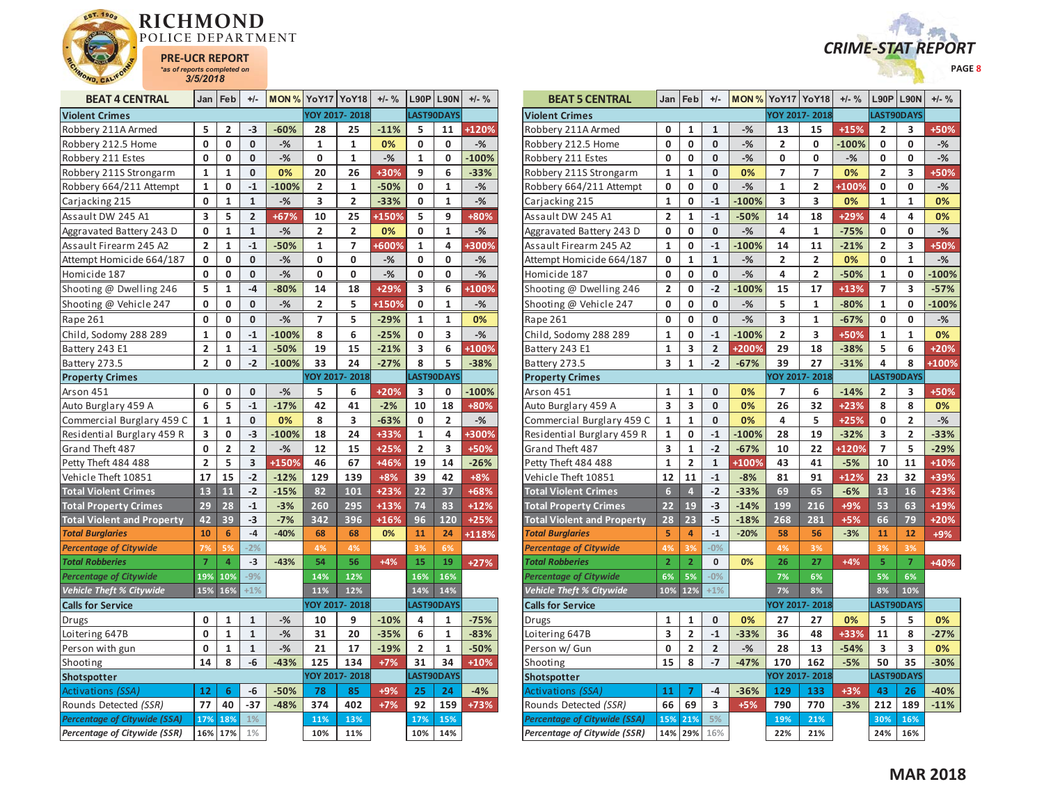# RICHMOND POLICE DEPARTMENT

**PRE-UCR REPORT**
*as of reports completed on*
**3/5/2018**

**CRIME-STAT REPORT**

| BEAT 4 CENTRAL | Jan | Feb | +/- | MON % | YoY17 | YoY18 | +/- % | L90P | L90N | +/- % |
|---|---|---|---|---|---|---|---|---|---|---|
| **Violent Crimes** | | | | | YOY 2017- 2018 | | | LAST90DAYS | | |
| Robbery 211A Armed | 5 | 2 | -3 | -60% | 28 | 25 | -11% | 5 | 11 | +120% |
| Robbery 212.5 Home | 0 | 0 | 0 | -% | 1 | 1 | 0% | 0 | 0 | -% |
| Robbery 211 Estes | 0 | 0 | 0 | -% | 0 | 1 | -% | 1 | 0 | -100% |
| Robbery 211S Strongarm | 1 | 1 | 0 | 0% | 20 | 26 | +30% | 9 | 6 | -33% |
| Robbery 664/211 Attempt | 1 | 0 | -1 | -100% | 2 | 1 | -50% | 0 | 1 | -% |
| Carjacking 215 | 0 | 1 | 1 | -% | 3 | 2 | -33% | 0 | 1 | -% |
| Assault DW 245 A1 | 3 | 5 | 2 | +67% | 10 | 25 | +150% | 5 | 9 | +80% |
| Aggravated Battery 243 D | 0 | 1 | 1 | -% | 2 | 2 | 0% | 0 | 1 | -% |
| Assault Firearm 245 A2 | 2 | 1 | -1 | -50% | 1 | 7 | +600% | 1 | 4 | +300% |
| Attempt Homicide 664/187 | 0 | 0 | 0 | -% | 0 | 0 | -% | 0 | 0 | -% |
| Homicide 187 | 0 | 0 | 0 | -% | 0 | 0 | -% | 0 | 0 | -% |
| Shooting @ Dwelling 246 | 5 | 1 | -4 | -80% | 14 | 18 | +29% | 3 | 6 | +100% |
| Shooting @ Vehicle 247 | 0 | 0 | 0 | -% | 2 | 5 | +150% | 0 | 1 | -% |
| Rape 261 | 0 | 0 | 0 | -% | 7 | 5 | -29% | 1 | 1 | 0% |
| Child, Sodomy 288 289 | 1 | 0 | -1 | -100% | 8 | 6 | -25% | 0 | 3 | -% |
| Battery 243 E1 | 2 | 1 | -1 | -50% | 19 | 15 | -21% | 3 | 6 | +100% |
| Battery 273.5 | 2 | 0 | -2 | -100% | 33 | 24 | -27% | 8 | 5 | -38% |
| **Property Crimes** | | | | | YOY 2017- 2018 | | | LAST90DAYS | | |
| Arson 451 | 0 | 0 | 0 | -% | 5 | 6 | +20% | 3 | 0 | -100% |
| Auto Burglary 459 A | 6 | 5 | -1 | -17% | 42 | 41 | -2% | 10 | 18 | +80% |
| Commercial Burglary 459 C | 1 | 1 | 0 | 0% | 8 | 3 | -63% | 0 | 2 | -% |
| Residential Burglary 459 R | 3 | 0 | -3 | -100% | 18 | 24 | +33% | 1 | 4 | +300% |
| Grand Theft 487 | 0 | 2 | 2 | -% | 12 | 15 | +25% | 2 | 3 | +50% |
| Petty Theft 484 488 | 2 | 5 | 3 | +150% | 46 | 67 | +46% | 19 | 14 | -26% |
| Vehicle Theft 10851 | 17 | 15 | -2 | -12% | 129 | 139 | +8% | 39 | 42 | +8% |
| **Total Violent Crimes** | 13 | 11 | -2 | -15% | 82 | 101 | +23% | 22 | 37 | +68% |
| **Total Property Crimes** | 29 | 28 | -1 | -3% | 260 | 295 | +13% | 74 | 83 | +12% |
| **Total Violent and Property** | 42 | 39 | -3 | -7% | 342 | 396 | +16% | 96 | 120 | +25% |
| ***Total Burglaries*** | 10 | 6 | -4 | -40% | 68 | 68 | 0% | 11 | 24 | +118% |
| ***Percentage of Citywide*** | 7% | 5% | -2% | | 4% | 4% | | 3% | 6% | |
| ***Total Robberies*** | 7 | 4 | -3 | -43% | 54 | 56 | +4% | 15 | 19 | +27% |
| ***Percentage of Citywide*** | 19% | 10% | -9% | | 14% | 12% | | 16% | 16% | |
| ***Vehicle Theft % Citywide*** | 15% | 16% | +1% | | 11% | 12% | | 14% | 14% | |
| **Calls for Service** | | | | | YOY 2017- 2018 | | | LAST90DAYS | | |
| Drugs | 0 | 1 | 1 | -% | 10 | 9 | -10% | 4 | 1 | -75% |
| Loitering 647B | 0 | 1 | 1 | -% | 31 | 20 | -35% | 6 | 1 | -83% |
| Person with gun | 0 | 1 | 1 | -% | 21 | 17 | -19% | 2 | 1 | -50% |
| Shooting | 14 | 8 | -6 | -43% | 125 | 134 | +7% | 31 | 34 | +10% |
| **Shotspotter** | | | | | YOY 2017- 2018 | | | LAST90DAYS | | |
| *Activations (SSA)* | 12 | 6 | -6 | -50% | 78 | 85 | +9% | 25 | 24 | -4% |
| Rounds Detected *(SSR)* | 77 | 40 | -37 | -48% | 374 | 402 | +7% | 92 | 159 | +73% |
| ***Percentage of Citywide (SSA)*** | 17% | 18% | 1% | | 11% | 13% | | 17% | 15% | |
| ***Percentage of Citywide (SSR)*** | 16% | 17% | 1% | | 10% | 11% | | 10% | 14% | |

| BEAT 5 CENTRAL | Jan | Feb | +/- | MON % | YoY17 | YoY18 | +/- % | L90P | L90N | +/- % |
|---|---|---|---|---|---|---|---|---|---|---|
| **Violent Crimes** | | | | | YOY 2017- 2018 | | | LAST90DAYS | | |
| Robbery 211A Armed | 0 | 1 | 1 | -% | 13 | 15 | +15% | 2 | 3 | +50% |
| Robbery 212.5 Home | 0 | 0 | 0 | -% | 2 | 0 | -100% | 0 | 0 | -% |
| Robbery 211 Estes | 0 | 0 | 0 | -% | 0 | 0 | -% | 0 | 0 | -% |
| Robbery 211S Strongarm | 1 | 1 | 0 | 0% | 7 | 7 | 0% | 2 | 3 | +50% |
| Robbery 664/211 Attempt | 0 | 0 | 0 | -% | 1 | 2 | +100% | 0 | 0 | -% |
| Carjacking 215 | 1 | 0 | -1 | -100% | 3 | 3 | 0% | 1 | 1 | 0% |
| Assault DW 245 A1 | 2 | 1 | -1 | -50% | 14 | 18 | +29% | 4 | 4 | 0% |
| Aggravated Battery 243 D | 0 | 0 | 0 | -% | 4 | 1 | -75% | 0 | 0 | -% |
| Assault Firearm 245 A2 | 1 | 0 | -1 | -100% | 14 | 11 | -21% | 2 | 3 | +50% |
| Attempt Homicide 664/187 | 0 | 1 | 1 | -% | 2 | 2 | 0% | 0 | 1 | -% |
| Homicide 187 | 0 | 0 | 0 | -% | 4 | 2 | -50% | 1 | 0 | -100% |
| Shooting @ Dwelling 246 | 2 | 0 | -2 | -100% | 15 | 17 | +13% | 7 | 3 | -57% |
| Shooting @ Vehicle 247 | 0 | 0 | 0 | -% | 5 | 1 | -80% | 1 | 0 | -100% |
| Rape 261 | 0 | 0 | 0 | -% | 3 | 1 | -67% | 0 | 0 | -% |
| Child, Sodomy 288 289 | 1 | 0 | -1 | -100% | 2 | 3 | +50% | 1 | 1 | 0% |
| Battery 243 E1 | 1 | 3 | 2 | +200% | 29 | 18 | -38% | 5 | 6 | +20% |
| Battery 273.5 | 3 | 1 | -2 | -67% | 39 | 27 | -31% | 4 | 8 | +100% |
| **Property Crimes** | | | | | YOY 2017- 2018 | | | LAST90DAYS | | |
| Arson 451 | 1 | 1 | 0 | 0% | 7 | 6 | -14% | 2 | 3 | +50% |
| Auto Burglary 459 A | 3 | 3 | 0 | 0% | 26 | 32 | +23% | 8 | 8 | 0% |
| Commercial Burglary 459 C | 1 | 1 | 0 | 0% | 4 | 5 | +25% | 0 | 2 | -% |
| Residential Burglary 459 R | 1 | 0 | -1 | -100% | 28 | 19 | -32% | 3 | 2 | -33% |
| Grand Theft 487 | 3 | 1 | -2 | -67% | 10 | 22 | +120% | 7 | 5 | -29% |
| Petty Theft 484 488 | 1 | 2 | 1 | +100% | 43 | 41 | -5% | 10 | 11 | +10% |
| Vehicle Theft 10851 | 12 | 11 | -1 | -8% | 81 | 91 | +12% | 23 | 32 | +39% |
| **Total Violent Crimes** | 6 | 4 | -2 | -33% | 69 | 65 | -6% | 13 | 16 | +23% |
| **Total Property Crimes** | 22 | 19 | -3 | -14% | 199 | 216 | +9% | 53 | 63 | +19% |
| **Total Violent and Property** | 28 | 23 | -5 | -18% | 268 | 281 | +5% | 66 | 79 | +20% |
| ***Total Burglaries*** | 5 | 4 | -1 | -20% | 58 | 56 | -3% | 11 | 12 | +9% |
| ***Percentage of Citywide*** | 4% | 3% | -0% | | 4% | 3% | | 3% | 3% | |
| ***Total Robberies*** | 2 | 2 | 0 | 0% | 26 | 27 | +4% | 5 | 7 | +40% |
| ***Percentage of Citywide*** | 6% | 5% | -0% | | 7% | 6% | | 5% | 6% | |
| ***Vehicle Theft % Citywide*** | 10% | 12% | +1% | | 7% | 8% | | 8% | 10% | |
| **Calls for Service** | | | | | YOY 2017- 2018 | | | LAST90DAYS | | |
| Drugs | 1 | 1 | 0 | 0% | 27 | 27 | 0% | 5 | 5 | 0% |
| Loitering 647B | 3 | 2 | -1 | -33% | 36 | 48 | +33% | 11 | 8 | -27% |
| Person w/ Gun | 0 | 2 | 2 | -% | 28 | 13 | -54% | 3 | 3 | 0% |
| Shooting | 15 | 8 | -7 | -47% | 170 | 162 | -5% | 50 | 35 | -30% |
| **Shotspotter** | | | | | YOY 2017- 2018 | | | LAST90DAYS | | |
| *Activations (SSA)* | 11 | 7 | -4 | -36% | 129 | 133 | +3% | 43 | 26 | -40% |
| Rounds Detected *(SSR)* | 66 | 69 | 3 | +5% | 790 | 770 | -3% | 212 | 189 | -11% |
| ***Percentage of Citywide (SSA)*** | 15% | 21% | 5% | | 19% | 21% | | 30% | 16% | |
| ***Percentage of Citywide (SSR)*** | 14% | 29% | 16% | | 22% | 21% | | 24% | 16% | |

**MAR 2018**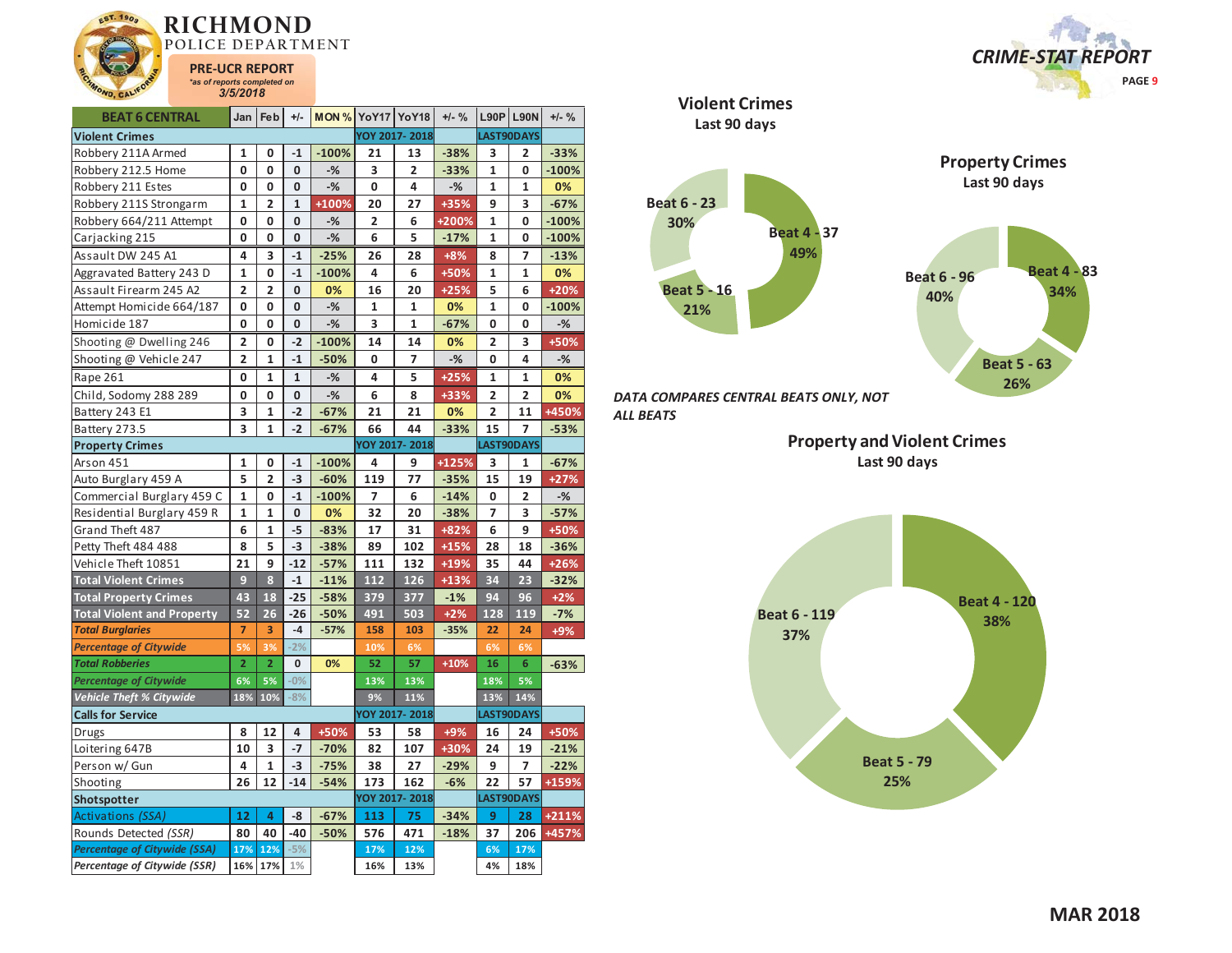# RICHMOND POLICE DEPARTMENT

**PRE-UCR REPORT**
*as of reports completed on 3/5/2018*

**CRIME-STAT REPORT**

| BEAT 6 CENTRAL | Jan | Feb | +/- | MON % | YoY17 | YoY18 | +/- % | L90P | L90N | +/- % |
|---|---|---|---|---|---|---|---|---|---|---|
| **Violent Crimes** | | | | | YOY 2017- 2018 | | | LAST90DAYS | | |
| Robbery 211A Armed | 1 | 0 | -1 | -100% | 21 | 13 | -38% | 3 | 2 | -33% |
| Robbery 212.5 Home | 0 | 0 | 0 | -% | 3 | 2 | -33% | 1 | 0 | -100% |
| Robbery 211 Estes | 0 | 0 | 0 | -% | 0 | 4 | -% | 1 | 1 | 0% |
| Robbery 211S Strongarm | 1 | 2 | 1 | +100% | 20 | 27 | +35% | 9 | 3 | -67% |
| Robbery 664/211 Attempt | 0 | 0 | 0 | -% | 2 | 6 | +200% | 1 | 0 | -100% |
| Carjacking 215 | 0 | 0 | 0 | -% | 6 | 5 | -17% | 1 | 0 | -100% |
| Assault DW 245 A1 | 4 | 3 | -1 | -25% | 26 | 28 | +8% | 8 | 7 | -13% |
| Aggravated Battery 243 D | 1 | 0 | -1 | -100% | 4 | 6 | +50% | 1 | 1 | 0% |
| Assault Firearm 245 A2 | 2 | 2 | 0 | 0% | 16 | 20 | +25% | 5 | 6 | +20% |
| Attempt Homicide 664/187 | 0 | 0 | 0 | -% | 1 | 1 | 0% | 1 | 0 | -100% |
| Homicide 187 | 0 | 0 | 0 | -% | 3 | 1 | -67% | 0 | 0 | -% |
| Shooting @ Dwelling 246 | 2 | 0 | -2 | -100% | 14 | 14 | 0% | 2 | 3 | +50% |
| Shooting @ Vehicle 247 | 2 | 1 | -1 | -50% | 0 | 7 | -% | 0 | 4 | -% |
| Rape 261 | 0 | 1 | 1 | -% | 4 | 5 | +25% | 1 | 1 | 0% |
| Child, Sodomy 288 289 | 0 | 0 | 0 | -% | 6 | 8 | +33% | 2 | 2 | 0% |
| Battery 243 E1 | 3 | 1 | -2 | -67% | 21 | 21 | 0% | 2 | 11 | +450% |
| Battery 273.5 | 3 | 1 | -2 | -67% | 66 | 44 | -33% | 15 | 7 | -53% |
| **Property Crimes** | | | | | YOY 2017- 2018 | | | LAST90DAYS | | |
| Arson 451 | 1 | 0 | -1 | -100% | 4 | 9 | +125% | 3 | 1 | -67% |
| Auto Burglary 459 A | 5 | 2 | -3 | -60% | 119 | 77 | -35% | 15 | 19 | +27% |
| Commercial Burglary 459 C | 1 | 0 | -1 | -100% | 7 | 6 | -14% | 0 | 2 | -% |
| Residential Burglary 459 R | 1 | 1 | 0 | 0% | 32 | 20 | -38% | 7 | 3 | -57% |
| Grand Theft 487 | 6 | 1 | -5 | -83% | 17 | 31 | +82% | 6 | 9 | +50% |
| Petty Theft 484 488 | 8 | 5 | -3 | -38% | 89 | 102 | +15% | 28 | 18 | -36% |
| Vehicle Theft 10851 | 21 | 9 | -12 | -57% | 111 | 132 | +19% | 35 | 44 | +26% |
| **Total Violent Crimes** | 9 | 8 | -1 | -11% | 112 | 126 | +13% | 34 | 23 | -32% |
| **Total Property Crimes** | 43 | 18 | -25 | -58% | 379 | 377 | -1% | 94 | 96 | +2% |
| **Total Violent and Property** | 52 | 26 | -26 | -50% | 491 | 503 | +2% | 128 | 119 | -7% |
| ***Total Burglaries*** | 7 | 3 | -4 | -57% | 158 | 103 | -35% | 22 | 24 | +9% |
| ***Percentage of Citywide*** | 5% | 3% | -2% | | 10% | 6% | | 6% | 6% | |
| ***Total Robberies*** | 2 | 2 | 0 | 0% | 52 | 57 | +10% | 16 | 6 | -63% |
| ***Percentage of Citywide*** | 6% | 5% | -0% | | 13% | 13% | | 18% | 5% | |
| ***Vehicle Theft % Citywide*** | 18% | 10% | -8% | | 9% | 11% | | 13% | 14% | |
| **Calls for Service** | | | | | YOY 2017- 2018 | | | LAST90DAYS | | |
| Drugs | 8 | 12 | 4 | +50% | 53 | 58 | +9% | 16 | 24 | +50% |
| Loitering 647B | 10 | 3 | -7 | -70% | 82 | 107 | +30% | 24 | 19 | -21% |
| Person w/ Gun | 4 | 1 | -3 | -75% | 38 | 27 | -29% | 9 | 7 | -22% |
| Shooting | 26 | 12 | -14 | -54% | 173 | 162 | -6% | 22 | 57 | +159% |
| **Shotspotter** | | | | | YOY 2017- 2018 | | | LAST90DAYS | | |
| *Activations (SSA)* | 12 | 4 | -8 | -67% | 113 | 75 | -34% | 9 | 28 | +211% |
| Rounds Detected (SSR) | 80 | 40 | -40 | -50% | 576 | 471 | -18% | 37 | 206 | +457% |
| ***Percentage of Citywide (SSA)*** | 17% | 12% | -5% | | 17% | 12% | | 6% | 17% | |
| ***Percentage of Citywide (SSR)*** | 16% | 17% | 1% | | 16% | 13% | | 4% | 18% | |

## Violent Crimes
Last 90 days

- Beat 4 - 37: 49%
- Beat 5 - 16: 21%
- Beat 6 - 23: 30%

## Property Crimes
Last 90 days

- Beat 4 - 83: 34%
- Beat 5 - 63: 26%
- Beat 6 - 96: 40%

*DATA COMPARES CENTRAL BEATS ONLY, NOT ALL BEATS*

## Property and Violent Crimes
Last 90 days

- Beat 4 - 120: 38%
- Beat 5 - 79: 25%
- Beat 6 - 119: 37%

**MAR 2018**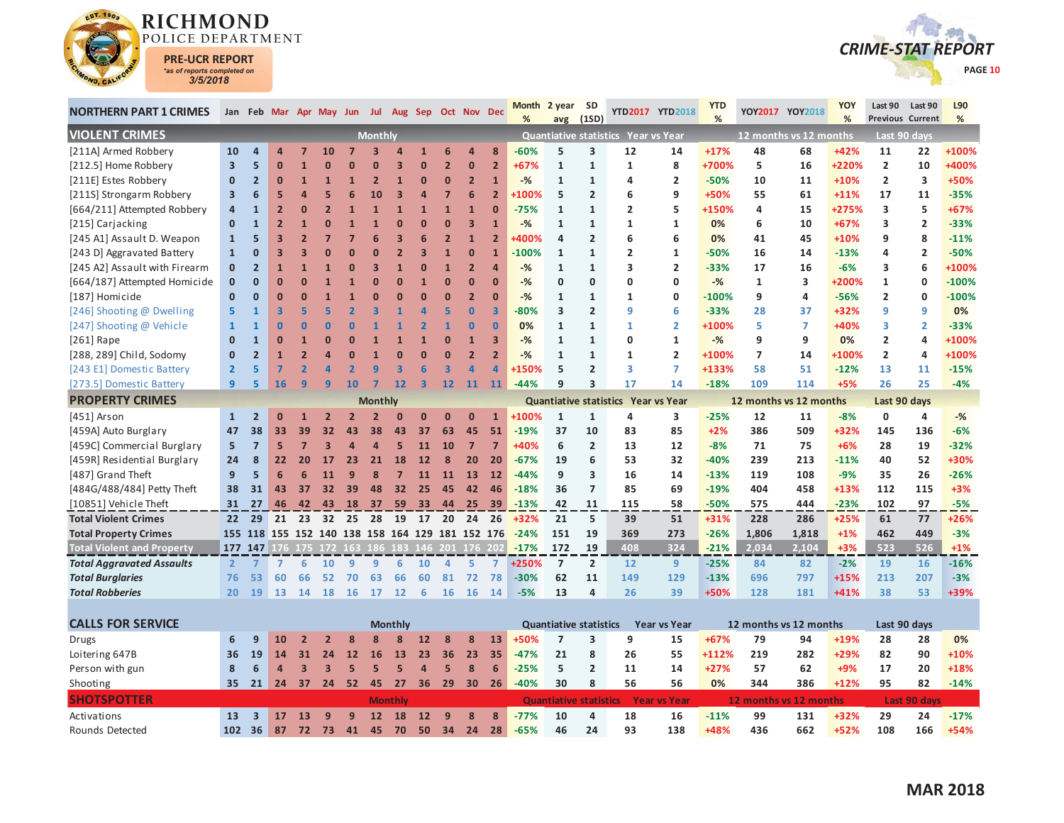# RICHMOND POLICE DEPARTMENT

**PRE-UCR REPORT**
*as of reports completed on
3/5/2018

**CRIME-STAT REPORT**

| NORTHERN PART 1 CRIMES | Jan | Feb | Mar | Apr | May | Jun | Jul | Aug | Sep | Oct | Nov | Dec | Month % | 2 year avg | SD (1SD) | YTD2017 | YTD2018 | YTD % | YOY2017 | YOY2018 | YOY % | Last 90 Previous | Last 90 Current | L90 % |
|---|---|---|---|---|---|---|---|---|---|---|---|---|---|---|---|---|---|---|---|---|---|---|---|---|
| **VIOLENT CRIMES** | | | | | | Monthly | | | | | | | Quantiative statistics | | | Year vs Year | | | 12 months vs 12 months | | | Last 90 days | | |
| [211A] Armed Robbery | 10 | 4 | 4 | 7 | 10 | 7 | 3 | 4 | 1 | 6 | 4 | 8 | -60% | 5 | 3 | 12 | 14 | +17% | 48 | 68 | +42% | 11 | 22 | +100% |
| [212.5] Home Robbery | 3 | 5 | 0 | 1 | 0 | 0 | 0 | 3 | 0 | 2 | 0 | 2 | +67% | 1 | 1 | 1 | 8 | +700% | 5 | 16 | +220% | 2 | 10 | +400% |
| [211E] Estes Robbery | 0 | 2 | 0 | 1 | 1 | 1 | 2 | 1 | 0 | 0 | 2 | 1 | -% | 1 | 1 | 4 | 2 | -50% | 10 | 11 | +10% | 2 | 3 | +50% |
| [211S] Strongarm Robbery | 3 | 6 | 5 | 4 | 5 | 6 | 10 | 3 | 4 | 7 | 6 | 2 | +100% | 5 | 2 | 6 | 9 | +50% | 55 | 61 | +11% | 17 | 11 | -35% |
| [664/211] Attempted Robbery | 4 | 1 | 2 | 0 | 2 | 1 | 1 | 1 | 1 | 1 | 1 | 0 | -75% | 1 | 1 | 2 | 5 | +150% | 4 | 15 | +275% | 3 | 5 | +67% |
| [215] Carjacking | 0 | 1 | 2 | 1 | 0 | 1 | 1 | 0 | 0 | 0 | 3 | 1 | -% | 1 | 1 | 1 | 1 | 0% | 6 | 10 | +67% | 3 | 2 | -33% |
| [245 A1] Assault D. Weapon | 1 | 5 | 3 | 2 | 7 | 7 | 6 | 3 | 6 | 2 | 1 | 2 | +400% | 4 | 2 | 6 | 6 | 0% | 41 | 45 | +10% | 9 | 8 | -11% |
| [243 D] Aggravated Battery | 1 | 0 | 3 | 3 | 0 | 0 | 0 | 2 | 3 | 1 | 0 | 1 | -100% | 1 | 1 | 2 | 1 | -50% | 16 | 14 | -13% | 4 | 2 | -50% |
| [245 A2] Assault with Firearm | 0 | 2 | 1 | 1 | 1 | 0 | 3 | 1 | 0 | 1 | 2 | 4 | -% | 1 | 1 | 3 | 2 | -33% | 17 | 16 | -6% | 3 | 6 | +100% |
| [664/187] Attempted Homicide | 0 | 0 | 0 | 0 | 1 | 1 | 0 | 0 | 1 | 0 | 0 | 0 | -% | 0 | 0 | 0 | 0 | -% | 1 | 3 | +200% | 1 | 0 | -100% |
| [187] Homicide | 0 | 0 | 0 | 0 | 1 | 1 | 0 | 0 | 0 | 0 | 2 | 0 | -% | 1 | 1 | 1 | 0 | -100% | 9 | 4 | -56% | 2 | 0 | -100% |
| [246] Shooting @ Dwelling | 5 | 1 | 3 | 5 | 5 | 2 | 3 | 1 | 4 | 5 | 0 | 3 | -80% | 3 | 2 | 9 | 6 | -33% | 28 | 37 | +32% | 9 | 9 | 0% |
| [247] Shooting @ Vehicle | 1 | 1 | 0 | 0 | 0 | 0 | 1 | 1 | 2 | 1 | 0 | 0 | 0% | 1 | 1 | 1 | 2 | +100% | 5 | 7 | +40% | 3 | 2 | -33% |
| [261] Rape | 0 | 1 | 0 | 1 | 0 | 0 | 1 | 1 | 1 | 0 | 1 | 3 | -% | 1 | 1 | 0 | 1 | -% | 9 | 9 | 0% | 2 | 4 | +100% |
| [288, 289] Child, Sodomy | 0 | 2 | 1 | 2 | 4 | 0 | 1 | 0 | 0 | 0 | 2 | 2 | -% | 1 | 1 | 1 | 2 | +100% | 7 | 14 | +100% | 2 | 4 | +100% |
| [243 E1] Domestic Battery | 2 | 5 | 7 | 2 | 4 | 2 | 9 | 3 | 6 | 3 | 4 | 4 | +150% | 5 | 2 | 3 | 7 | +133% | 58 | 51 | -12% | 13 | 11 | -15% |
| [273.5] Domestic Battery | 9 | 5 | 16 | 9 | 9 | 10 | 7 | 12 | 3 | 12 | 11 | 11 | -44% | 9 | 3 | 17 | 14 | -18% | 109 | 114 | +5% | 26 | 25 | -4% |
| **PROPERTY CRIMES** | | | | | | Monthly | | | | | | | Quantiative statistics | | | Year vs Year | | | 12 months vs 12 months | | | Last 90 days | | |
| [451] Arson | 1 | 2 | 0 | 1 | 2 | 2 | 2 | 0 | 0 | 0 | 0 | 1 | +100% | 1 | 1 | 4 | 3 | -25% | 12 | 11 | -8% | 0 | 4 | -% |
| [459A] Auto Burglary | 47 | 38 | 33 | 39 | 32 | 43 | 38 | 43 | 37 | 63 | 45 | 51 | -19% | 37 | 10 | 83 | 85 | +2% | 386 | 509 | +32% | 145 | 136 | -6% |
| [459C] Commercial Burglary | 5 | 7 | 5 | 7 | 3 | 4 | 4 | 5 | 11 | 10 | 7 | 7 | +40% | 6 | 2 | 13 | 12 | -8% | 71 | 75 | +6% | 28 | 19 | -32% |
| [459R] Residential Burglary | 24 | 8 | 22 | 20 | 17 | 23 | 21 | 18 | 12 | 8 | 20 | 20 | -67% | 19 | 6 | 53 | 32 | -40% | 239 | 213 | -11% | 40 | 52 | +30% |
| [487] Grand Theft | 9 | 5 | 6 | 6 | 11 | 9 | 8 | 7 | 11 | 11 | 13 | 12 | -44% | 9 | 3 | 16 | 14 | -13% | 119 | 108 | -9% | 35 | 26 | -26% |
| [484G/488/484] Petty Theft | 38 | 31 | 43 | 37 | 32 | 39 | 48 | 32 | 25 | 45 | 42 | 46 | -18% | 36 | 7 | 85 | 69 | -19% | 404 | 458 | +13% | 112 | 115 | +3% |
| [10851] Vehicle Theft | 31 | 27 | 46 | 42 | 43 | 18 | 37 | 59 | 33 | 44 | 25 | 39 | -13% | 42 | 11 | 115 | 58 | -50% | 575 | 444 | -23% | 102 | 97 | -5% |
| **Total Violent Crimes** | 22 | 29 | 21 | 23 | 32 | 25 | 28 | 19 | 17 | 20 | 24 | 26 | +32% | 21 | 5 | 39 | 51 | +31% | 228 | 286 | +25% | 61 | 77 | +26% |
| **Total Property Crimes** | 155 | 118 | 155 | 152 | 140 | 138 | 158 | 164 | 129 | 181 | 152 | 176 | -24% | 151 | 19 | 369 | 273 | -26% | 1,806 | 1,818 | +1% | 462 | 449 | -3% |
| **Total Violent and Property** | 177 | 147 | 176 | 175 | 172 | 163 | 186 | 183 | 146 | 201 | 176 | 202 | -17% | 172 | 19 | 408 | 324 | -21% | 2,034 | 2,104 | +3% | 523 | 526 | +1% |
| ***Total Aggravated Assaults*** | 2 | 7 | 7 | 6 | 10 | 9 | 9 | 6 | 10 | 4 | 5 | 7 | +250% | 7 | 2 | 12 | 9 | -25% | 84 | 82 | -2% | 19 | 16 | -16% |
| ***Total Burglaries*** | 76 | 53 | 60 | 66 | 52 | 70 | 63 | 66 | 60 | 81 | 72 | 78 | -30% | 62 | 11 | 149 | 129 | -13% | 696 | 797 | +15% | 213 | 207 | -3% |
| ***Total Robberies*** | 20 | 19 | 13 | 14 | 18 | 16 | 17 | 12 | 6 | 16 | 16 | 14 | -5% | 13 | 4 | 26 | 39 | +50% | 128 | 181 | +41% | 38 | 53 | +39% |
| **CALLS FOR SERVICE** | | | | | | Monthly | | | | | | | Quantiative statistics | | | Year vs Year | | | 12 months vs 12 months | | | Last 90 days | | |
| Drugs | 6 | 9 | 10 | 2 | 2 | 8 | 8 | 8 | 12 | 8 | 8 | 13 | +50% | 7 | 3 | 9 | 15 | +67% | 79 | 94 | +19% | 28 | 28 | 0% |
| Loitering 647B | 36 | 19 | 14 | 31 | 24 | 12 | 16 | 13 | 23 | 36 | 23 | 35 | -47% | 21 | 8 | 26 | 55 | +112% | 219 | 282 | +29% | 82 | 90 | +10% |
| Person with gun | 8 | 6 | 4 | 3 | 3 | 5 | 5 | 5 | 4 | 5 | 8 | 6 | -25% | 5 | 2 | 11 | 14 | +27% | 57 | 62 | +9% | 17 | 20 | +18% |
| Shooting | 35 | 21 | 24 | 37 | 24 | 52 | 45 | 27 | 36 | 29 | 30 | 26 | -40% | 30 | 8 | 56 | 56 | 0% | 344 | 386 | +12% | 95 | 82 | -14% |
| **SHOTSPOTTER** | | | | | | Monthly | | | | | | | Quantiative statistics | | | Year vs Year | | | 12 months vs 12 months | | | Last 90 days | | |
| Activations | 13 | 3 | 17 | 13 | 9 | 9 | 12 | 18 | 12 | 9 | 8 | 8 | -77% | 10 | 4 | 18 | 16 | -11% | 99 | 131 | +32% | 29 | 24 | -17% |
| Rounds Detected | 102 | 36 | 87 | 72 | 73 | 41 | 45 | 70 | 50 | 34 | 24 | 28 | -65% | 46 | 24 | 93 | 138 | +48% | 436 | 662 | +52% | 108 | 166 | +54% |

**MAR 2018**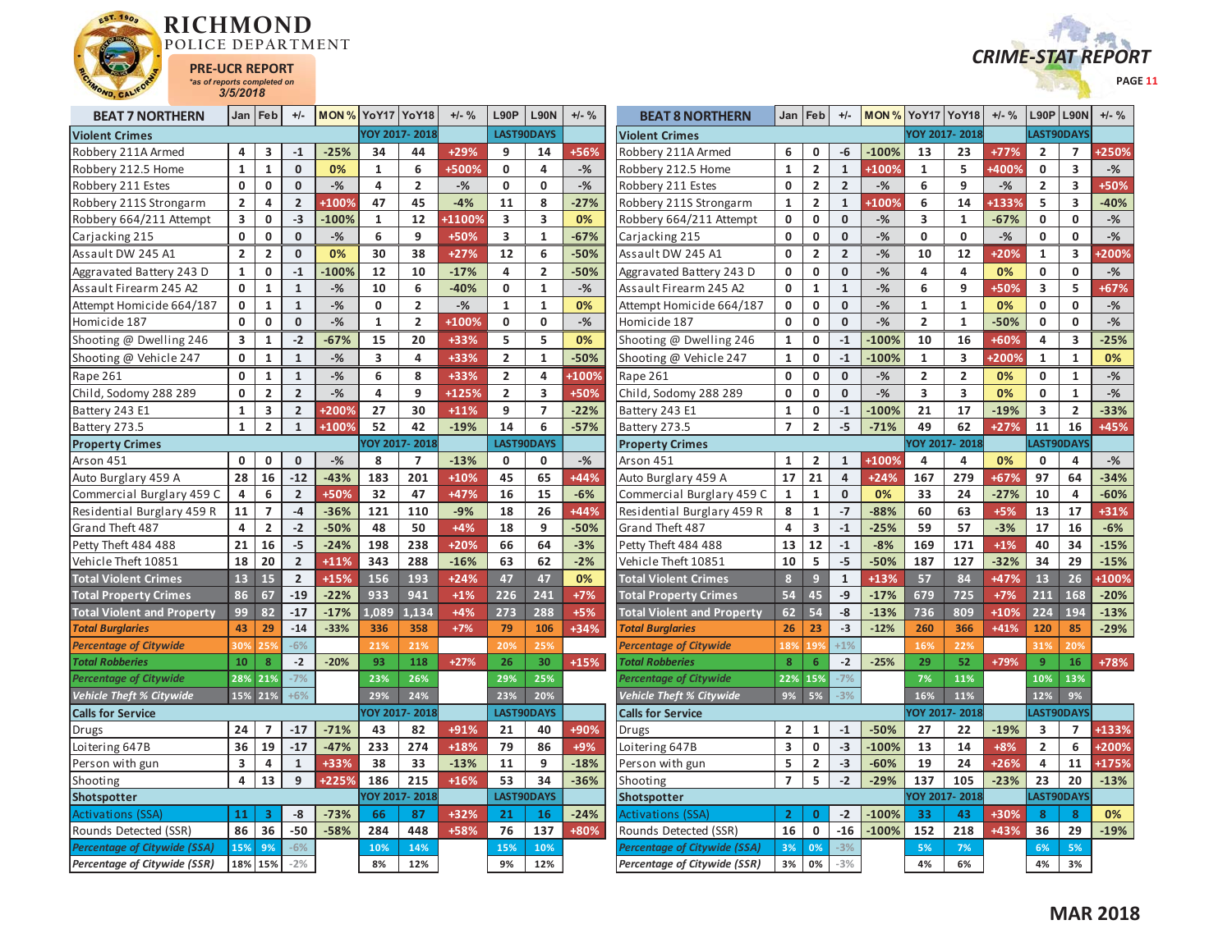# RICHMOND POLICE DEPARTMENT

**PRE-UCR REPORT**
*as of reports completed on*
**3/5/2018**

**CRIME-STAT REPORT**

| BEAT 7 NORTHERN | Jan | Feb | +/- | MON % | YoY17 | YoY18 | +/- % | L90P | L90N | +/- % |
|---|---|---|---|---|---|---|---|---|---|---|
| **Violent Crimes** | | | | | YOY 2017- 2018 | | | LAST90DAYS | | |
| Robbery 211A Armed | 4 | 3 | -1 | -25% | 34 | 44 | +29% | 9 | 14 | +56% |
| Robbery 212.5 Home | 1 | 1 | 0 | 0% | 1 | 6 | +500% | 0 | 4 | -% |
| Robbery 211 Estes | 0 | 0 | 0 | -% | 4 | 2 | -% | 0 | 0 | -% |
| Robbery 211S Strongarm | 2 | 4 | 2 | +100% | 47 | 45 | -4% | 11 | 8 | -27% |
| Robbery 664/211 Attempt | 3 | 0 | -3 | -100% | 1 | 12 | +1100% | 3 | 3 | 0% |
| Carjacking 215 | 0 | 0 | 0 | -% | 6 | 9 | +50% | 3 | 1 | -67% |
| Assault DW 245 A1 | 2 | 2 | 0 | 0% | 30 | 38 | +27% | 12 | 6 | -50% |
| Aggravated Battery 243 D | 1 | 0 | -1 | -100% | 12 | 10 | -17% | 4 | 2 | -50% |
| Assault Firearm 245 A2 | 0 | 1 | 1 | -% | 10 | 6 | -40% | 0 | 1 | -% |
| Attempt Homicide 664/187 | 0 | 1 | 1 | -% | 0 | 2 | -% | 1 | 1 | 0% |
| Homicide 187 | 0 | 0 | 0 | -% | 1 | 2 | +100% | 0 | 0 | -% |
| Shooting @ Dwelling 246 | 3 | 1 | -2 | -67% | 15 | 20 | +33% | 5 | 5 | 0% |
| Shooting @ Vehicle 247 | 0 | 1 | 1 | -% | 3 | 4 | +33% | 2 | 1 | -50% |
| Rape 261 | 0 | 1 | 1 | -% | 6 | 8 | +33% | 2 | 4 | +100% |
| Child, Sodomy 288 289 | 0 | 2 | 2 | -% | 4 | 9 | +125% | 2 | 3 | +50% |
| Battery 243 E1 | 1 | 3 | 2 | +200% | 27 | 30 | +11% | 9 | 7 | -22% |
| Battery 273.5 | 1 | 2 | 1 | +100% | 52 | 42 | -19% | 14 | 6 | -57% |
| **Property Crimes** | | | | | YOY 2017- 2018 | | | LAST90DAYS | | |
| Arson 451 | 0 | 0 | 0 | -% | 8 | 7 | -13% | 0 | 0 | -% |
| Auto Burglary 459 A | 28 | 16 | -12 | -43% | 183 | 201 | +10% | 45 | 65 | +44% |
| Commercial Burglary 459 C | 4 | 6 | 2 | +50% | 32 | 47 | +47% | 16 | 15 | -6% |
| Residential Burglary 459 R | 11 | 7 | -4 | -36% | 121 | 110 | -9% | 18 | 26 | +44% |
| Grand Theft 487 | 4 | 2 | -2 | -50% | 48 | 50 | +4% | 18 | 9 | -50% |
| Petty Theft 484 488 | 21 | 16 | -5 | -24% | 198 | 238 | +20% | 66 | 64 | -3% |
| Vehicle Theft 10851 | 18 | 20 | 2 | +11% | 343 | 288 | -16% | 63 | 62 | -2% |
| **Total Violent Crimes** | 13 | 15 | 2 | +15% | 156 | 193 | +24% | 47 | 47 | 0% |
| **Total Property Crimes** | 86 | 67 | -19 | -22% | 933 | 941 | +1% | 226 | 241 | +7% |
| **Total Violent and Property** | 99 | 82 | -17 | -17% | 1,089 | 1,134 | +4% | 273 | 288 | +5% |
| ***Total Burglaries*** | 43 | 29 | -14 | -33% | 336 | 358 | +7% | 79 | 106 | +34% |
| *Percentage of Citywide* | 30% | 25% | -6% | | 21% | 21% | | 20% | 25% | |
| ***Total Robberies*** | 10 | 8 | -2 | -20% | 93 | 118 | +27% | 26 | 30 | +15% |
| *Percentage of Citywide* | 28% | 21% | -7% | | 23% | 26% | | 29% | 25% | |
| *Vehicle Theft % Citywide* | 15% | 21% | +6% | | 29% | 24% | | 23% | 20% | |
| **Calls for Service** | | | | | YOY 2017- 2018 | | | LAST90DAYS | | |
| Drugs | 24 | 7 | -17 | -71% | 43 | 82 | +91% | 21 | 40 | +90% |
| Loitering 647B | 36 | 19 | -17 | -47% | 233 | 274 | +18% | 79 | 86 | +9% |
| Person with gun | 3 | 4 | 1 | +33% | 38 | 33 | -13% | 11 | 9 | -18% |
| Shooting | 4 | 13 | 9 | +225% | 186 | 215 | +16% | 53 | 34 | -36% |
| **Shotspotter** | | | | | YOY 2017- 2018 | | | LAST90DAYS | | |
| Activations (SSA) | 11 | 3 | -8 | -73% | 66 | 87 | +32% | 21 | 16 | -24% |
| Rounds Detected (SSR) | 86 | 36 | -50 | -58% | 284 | 448 | +58% | 76 | 137 | +80% |
| *Percentage of Citywide (SSA)* | 15% | 9% | -6% | | 10% | 14% | | 15% | 10% | |
| *Percentage of Citywide (SSR)* | 18% | 15% | -2% | | 8% | 12% | | 9% | 12% | |

| BEAT 8 NORTHERN | Jan | Feb | +/- | MON % | YoY17 | YoY18 | +/- % | L90P | L90N | +/- % |
|---|---|---|---|---|---|---|---|---|---|---|
| **Violent Crimes** | | | | | YOY 2017- 2018 | | | LAST90DAYS | | |
| Robbery 211A Armed | 6 | 0 | -6 | -100% | 13 | 23 | +77% | 2 | 7 | +250% |
| Robbery 212.5 Home | 1 | 2 | 1 | +100% | 1 | 5 | +400% | 0 | 3 | -% |
| Robbery 211 Estes | 0 | 2 | 2 | -% | 6 | 9 | -% | 2 | 3 | +50% |
| Robbery 211S Strongarm | 1 | 2 | 1 | +100% | 6 | 14 | +133% | 5 | 3 | -40% |
| Robbery 664/211 Attempt | 0 | 0 | 0 | -% | 3 | 1 | -67% | 0 | 0 | -% |
| Carjacking 215 | 0 | 0 | 0 | -% | 0 | 0 | -% | 0 | 0 | -% |
| Assault DW 245 A1 | 0 | 2 | 2 | -% | 10 | 12 | +20% | 1 | 3 | +200% |
| Aggravated Battery 243 D | 0 | 0 | 0 | -% | 4 | 4 | 0% | 0 | 0 | -% |
| Assault Firearm 245 A2 | 0 | 1 | 1 | -% | 6 | 9 | +50% | 3 | 5 | +67% |
| Attempt Homicide 664/187 | 0 | 0 | 0 | -% | 1 | 1 | 0% | 0 | 0 | -% |
| Homicide 187 | 0 | 0 | 0 | -% | 2 | 1 | -50% | 0 | 0 | -% |
| Shooting @ Dwelling 246 | 1 | 0 | -1 | -100% | 10 | 16 | +60% | 4 | 3 | -25% |
| Shooting @ Vehicle 247 | 1 | 0 | -1 | -100% | 1 | 3 | +200% | 1 | 1 | 0% |
| Rape 261 | 0 | 0 | 0 | -% | 2 | 2 | 0% | 0 | 1 | -% |
| Child, Sodomy 288 289 | 0 | 0 | 0 | -% | 3 | 3 | 0% | 0 | 1 | -% |
| Battery 243 E1 | 1 | 0 | -1 | -100% | 21 | 17 | -19% | 3 | 2 | -33% |
| Battery 273.5 | 7 | 2 | -5 | -71% | 49 | 62 | +27% | 11 | 16 | +45% |
| **Property Crimes** | | | | | YOY 2017- 2018 | | | LAST90DAYS | | |
| Arson 451 | 1 | 2 | 1 | +100% | 4 | 4 | 0% | 0 | 4 | -% |
| Auto Burglary 459 A | 17 | 21 | 4 | +24% | 167 | 279 | +67% | 97 | 64 | -34% |
| Commercial Burglary 459 C | 1 | 1 | 0 | 0% | 33 | 24 | -27% | 10 | 4 | -60% |
| Residential Burglary 459 R | 8 | 1 | -7 | -88% | 60 | 63 | +5% | 13 | 17 | +31% |
| Grand Theft 487 | 4 | 3 | -1 | -25% | 59 | 57 | -3% | 17 | 16 | -6% |
| Petty Theft 484 488 | 13 | 12 | -1 | -8% | 169 | 171 | +1% | 40 | 34 | -15% |
| Vehicle Theft 10851 | 10 | 5 | -5 | -50% | 187 | 127 | -32% | 34 | 29 | -15% |
| **Total Violent Crimes** | 8 | 9 | 1 | +13% | 57 | 84 | +47% | 13 | 26 | +100% |
| **Total Property Crimes** | 54 | 45 | -9 | -17% | 679 | 725 | +7% | 211 | 168 | -20% |
| **Total Violent and Property** | 62 | 54 | -8 | -13% | 736 | 809 | +10% | 224 | 194 | -13% |
| ***Total Burglaries*** | 26 | 23 | -3 | -12% | 260 | 366 | +41% | 120 | 85 | -29% |
| *Percentage of Citywide* | 18% | 19% | +1% | | 16% | 22% | | 31% | 20% | |
| ***Total Robberies*** | 8 | 6 | -2 | -25% | 29 | 52 | +79% | 9 | 16 | +78% |
| *Percentage of Citywide* | 22% | 15% | -7% | | 7% | 11% | | 10% | 13% | |
| *Vehicle Theft % Citywide* | 9% | 5% | -3% | | 16% | 11% | | 12% | 9% | |
| **Calls for Service** | | | | | YOY 2017- 2018 | | | LAST90DAYS | | |
| Drugs | 2 | 1 | -1 | -50% | 27 | 22 | -19% | 3 | 7 | +133% |
| Loitering 647B | 3 | 0 | -3 | -100% | 13 | 14 | +8% | 2 | 6 | +200% |
| Person with gun | 5 | 2 | -3 | -60% | 19 | 24 | +26% | 4 | 11 | +175% |
| Shooting | 7 | 5 | -2 | -29% | 137 | 105 | -23% | 23 | 20 | -13% |
| **Shotspotter** | | | | | YOY 2017- 2018 | | | LAST90DAYS | | |
| Activations (SSA) | 2 | 0 | -2 | -100% | 33 | 43 | +30% | 8 | 8 | 0% |
| Rounds Detected (SSR) | 16 | 0 | -16 | -100% | 152 | 218 | +43% | 36 | 29 | -19% |
| *Percentage of Citywide (SSA)* | 3% | 0% | -3% | | 5% | 7% | | 6% | 5% | |
| *Percentage of Citywide (SSR)* | 3% | 0% | -3% | | 4% | 6% | | 4% | 3% | |

**MAR 2018**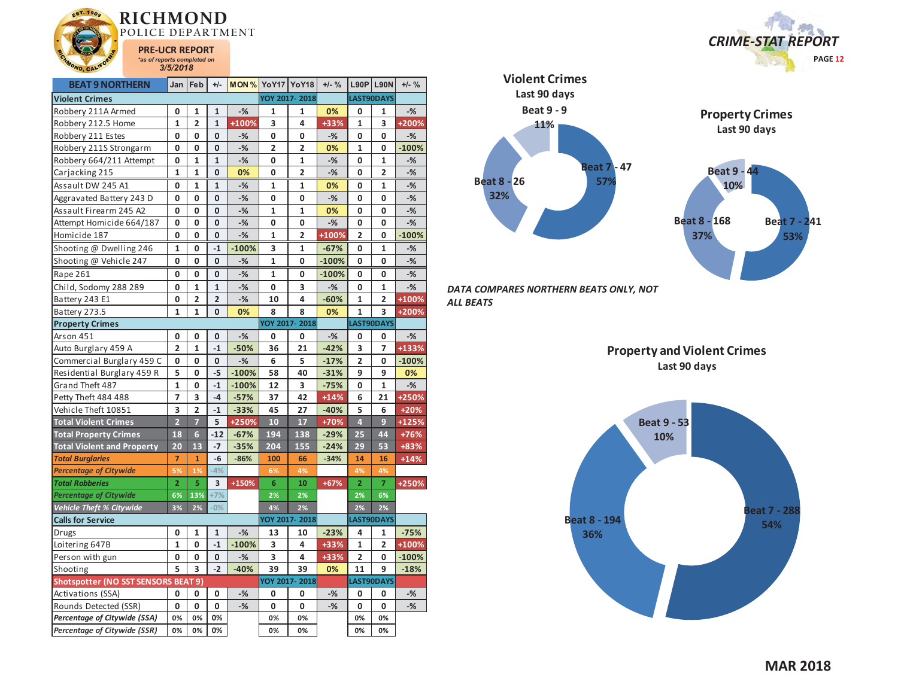# RICHMOND POLICE DEPARTMENT

**PRE-UCR REPORT**
*as of reports completed on*
**3/5/2018**

**CRIME-STAT REPORT**

| BEAT 9 NORTHERN | Jan | Feb | +/- | MON % | YoY17 | YoY18 | +/- % | L90P | L90N | +/- % |
|---|---|---|---|---|---|---|---|---|---|---|
| **Violent Crimes** | | | | | YOY 2017- 2018 | | | LAST90DAYS | | |
| Robbery 211A Armed | 0 | 1 | 1 | -% | 1 | 1 | 0% | 0 | 1 | -% |
| Robbery 212.5 Home | 1 | 2 | 1 | +100% | 3 | 4 | +33% | 1 | 3 | +200% |
| Robbery 211 Estes | 0 | 0 | 0 | -% | 0 | 0 | -% | 0 | 0 | -% |
| Robbery 211S Strongarm | 0 | 0 | 0 | -% | 2 | 2 | 0% | 1 | 0 | -100% |
| Robbery 664/211 Attempt | 0 | 1 | 1 | -% | 0 | 1 | -% | 0 | 1 | -% |
| Carjacking 215 | 1 | 1 | 0 | 0% | 0 | 2 | -% | 0 | 2 | -% |
| Assault DW 245 A1 | 0 | 1 | 1 | -% | 1 | 1 | 0% | 0 | 1 | -% |
| Aggravated Battery 243 D | 0 | 0 | 0 | -% | 0 | 0 | -% | 0 | 0 | -% |
| Assault Firearm 245 A2 | 0 | 0 | 0 | -% | 1 | 1 | 0% | 0 | 0 | -% |
| Attempt Homicide 664/187 | 0 | 0 | 0 | -% | 0 | 0 | -% | 0 | 0 | -% |
| Homicide 187 | 0 | 0 | 0 | -% | 1 | 2 | +100% | 2 | 0 | -100% |
| Shooting @ Dwelling 246 | 1 | 0 | -1 | -100% | 3 | 1 | -67% | 0 | 1 | -% |
| Shooting @ Vehicle 247 | 0 | 0 | 0 | -% | 1 | 0 | -100% | 0 | 0 | -% |
| Rape 261 | 0 | 0 | 0 | -% | 1 | 0 | -100% | 0 | 0 | -% |
| Child, Sodomy 288 289 | 0 | 1 | 1 | -% | 0 | 3 | -% | 0 | 1 | -% |
| Battery 243 E1 | 0 | 2 | 2 | -% | 10 | 4 | -60% | 1 | 2 | +100% |
| Battery 273.5 | 1 | 1 | 0 | 0% | 8 | 8 | 0% | 1 | 3 | +200% |
| **Property Crimes** | | | | | YOY 2017- 2018 | | | LAST90DAYS | | |
| Arson 451 | 0 | 0 | 0 | -% | 0 | 0 | -% | 0 | 0 | -% |
| Auto Burglary 459 A | 2 | 1 | -1 | -50% | 36 | 21 | -42% | 3 | 7 | +133% |
| Commercial Burglary 459 C | 0 | 0 | 0 | -% | 6 | 5 | -17% | 2 | 0 | -100% |
| Residential Burglary 459 R | 5 | 0 | -5 | -100% | 58 | 40 | -31% | 9 | 9 | 0% |
| Grand Theft 487 | 1 | 0 | -1 | -100% | 12 | 3 | -75% | 0 | 1 | -% |
| Petty Theft 484 488 | 7 | 3 | -4 | -57% | 37 | 42 | +14% | 6 | 21 | +250% |
| Vehicle Theft 10851 | 3 | 2 | -1 | -33% | 45 | 27 | -40% | 5 | 6 | +20% |
| **Total Violent Crimes** | 2 | 7 | 5 | +250% | 10 | 17 | +70% | 4 | 9 | +125% |
| **Total Property Crimes** | 18 | 6 | -12 | -67% | 194 | 138 | -29% | 25 | 44 | +76% |
| **Total Violent and Property** | 20 | 13 | -7 | -35% | 204 | 155 | -24% | 29 | 53 | +83% |
| ***Total Burglaries*** | 7 | 1 | -6 | -86% | 100 | 66 | -34% | 14 | 16 | +14% |
| ***Percentage of Citywide*** | 5% | 1% | -4% | | 6% | 4% | | 4% | 4% | |
| ***Total Robberies*** | 2 | 5 | 3 | +150% | 6 | 10 | +67% | 2 | 7 | +250% |
| ***Percentage of Citywide*** | 6% | 13% | +7% | | 2% | 2% | | 2% | 6% | |
| ***Vehicle Theft % Citywide*** | 3% | 2% | -0% | | 4% | 2% | | 2% | 2% | |
| **Calls for Service** | | | | | YOY 2017- 2018 | | | LAST90DAYS | | |
| Drugs | 0 | 1 | 1 | -% | 13 | 10 | -23% | 4 | 1 | -75% |
| Loitering 647B | 1 | 0 | -1 | -100% | 3 | 4 | +33% | 1 | 2 | +100% |
| Person with gun | 0 | 0 | 0 | -% | 3 | 4 | +33% | 2 | 0 | -100% |
| Shooting | 5 | 3 | -2 | -40% | 39 | 39 | 0% | 11 | 9 | -18% |
| **Shotspotter (NO SST SENSORS BEAT 9)** | | | | | YOY 2017- 2018 | | | LAST90DAYS | | |
| Activations (SSA) | 0 | 0 | 0 | -% | 0 | 0 | -% | 0 | 0 | -% |
| Rounds Detected (SSR) | 0 | 0 | 0 | -% | 0 | 0 | -% | 0 | 0 | -% |
| ***Percentage of Citywide (SSA)*** | 0% | 0% | 0% | | 0% | 0% | | 0% | 0% | |
| ***Percentage of Citywide (SSR)*** | 0% | 0% | 0% | | 0% | 0% | | 0% | 0% | |

**Violent Crimes**
Last 90 days

Beat 9 - 9
11%
Beat 7 - 47
57%
Beat 8 - 26
32%

**Property Crimes**
Last 90 days

Beat 9 - 44
10%
Beat 8 - 168
37%
Beat 7 - 241
53%

***DATA COMPARES NORTHERN BEATS ONLY, NOT ALL BEATS***

**Property and Violent Crimes**
Last 90 days

Beat 9 - 53
10%
Beat 8 - 194
36%
Beat 7 - 288
54%

**MAR 2018**